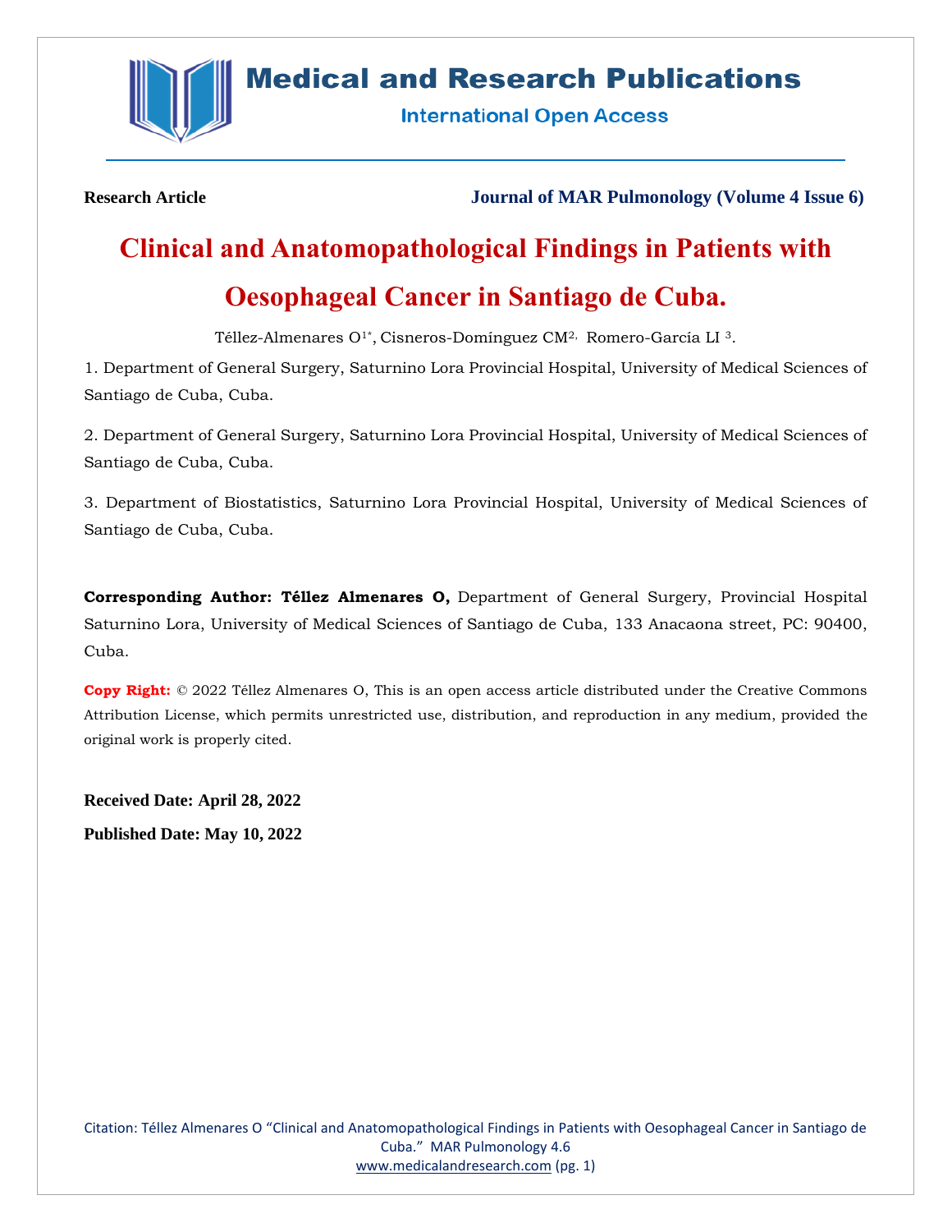Research Article

Journal of MAR Pulmonology (Volume 4 Issue 6)

# Clinical and Anatomopathological Findings in Patients with Oesophageal Cancer in Santiago de Cuba.

Téllez-Almenares O[1*], Cisneros-Domínguez CM[2], Romero-García LI [3].

1. Department of General Surgery, Saturnino Lora Provincial Hospital, University of Medical Sciences of Santiago de Cuba, Cuba.

2. Department of General Surgery, Saturnino Lora Provincial Hospital, University of Medical Sciences of Santiago de Cuba, Cuba.

3. Department of Biostatistics, Saturnino Lora Provincial Hospital, University of Medical Sciences of Santiago de Cuba, Cuba.

**Corresponding Author: Téllez Almenares O,** Department of General Surgery, Provincial Hospital Saturnino Lora, University of Medical Sciences of Santiago de Cuba, 133 Anacaona street, PC: 90400, Cuba.

**Copy Right:** © 2022 Téllez Almenares O, This is an open access article distributed under the Creative Commons Attribution License, which permits unrestricted use, distribution, and reproduction in any medium, provided the original work is properly cited.

**Received Date: April 28, 2022**

**Published Date: May 10, 2022**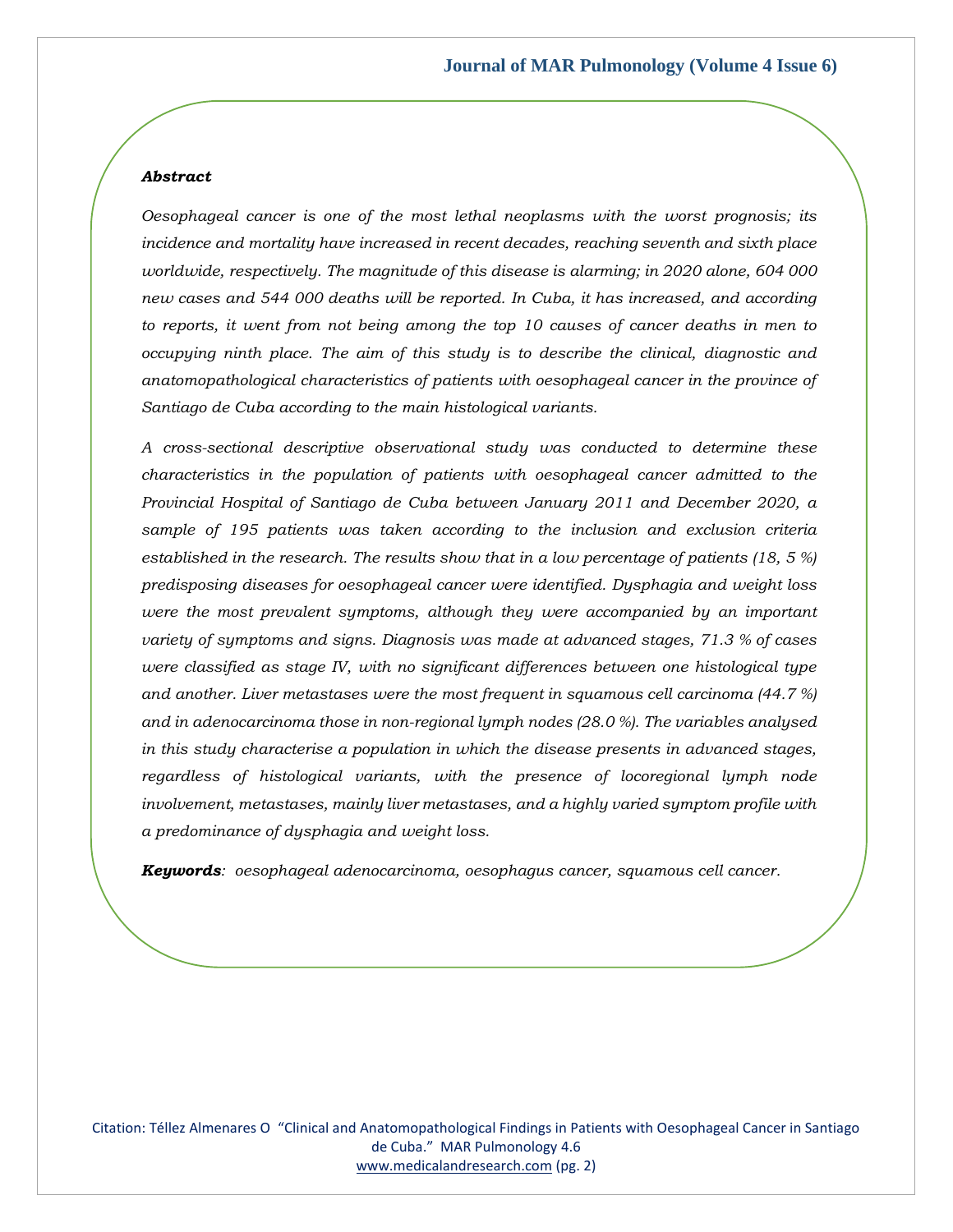***Abstract***

*Oesophageal cancer is one of the most lethal neoplasms with the worst prognosis; its incidence and mortality have increased in recent decades, reaching seventh and sixth place worldwide, respectively. The magnitude of this disease is alarming; in 2020 alone, 604 000 new cases and 544 000 deaths will be reported. In Cuba, it has increased, and according to reports, it went from not being among the top 10 causes of cancer deaths in men to occupying ninth place. The aim of this study is to describe the clinical, diagnostic and anatomopathological characteristics of patients with oesophageal cancer in the province of Santiago de Cuba according to the main histological variants.*

*A cross-sectional descriptive observational study was conducted to determine these characteristics in the population of patients with oesophageal cancer admitted to the Provincial Hospital of Santiago de Cuba between January 2011 and December 2020, a sample of 195 patients was taken according to the inclusion and exclusion criteria established in the research. The results show that in a low percentage of patients (18, 5 %) predisposing diseases for oesophageal cancer were identified. Dysphagia and weight loss were the most prevalent symptoms, although they were accompanied by an important variety of symptoms and signs. Diagnosis was made at advanced stages, 71.3 % of cases were classified as stage IV, with no significant differences between one histological type and another. Liver metastases were the most frequent in squamous cell carcinoma (44.7 %) and in adenocarcinoma those in non-regional lymph nodes (28.0 %). The variables analysed in this study characterise a population in which the disease presents in advanced stages, regardless of histological variants, with the presence of locoregional lymph node involvement, metastases, mainly liver metastases, and a highly varied symptom profile with a predominance of dysphagia and weight loss.*

***Keywords**: oesophageal adenocarcinoma, oesophagus cancer, squamous cell cancer.*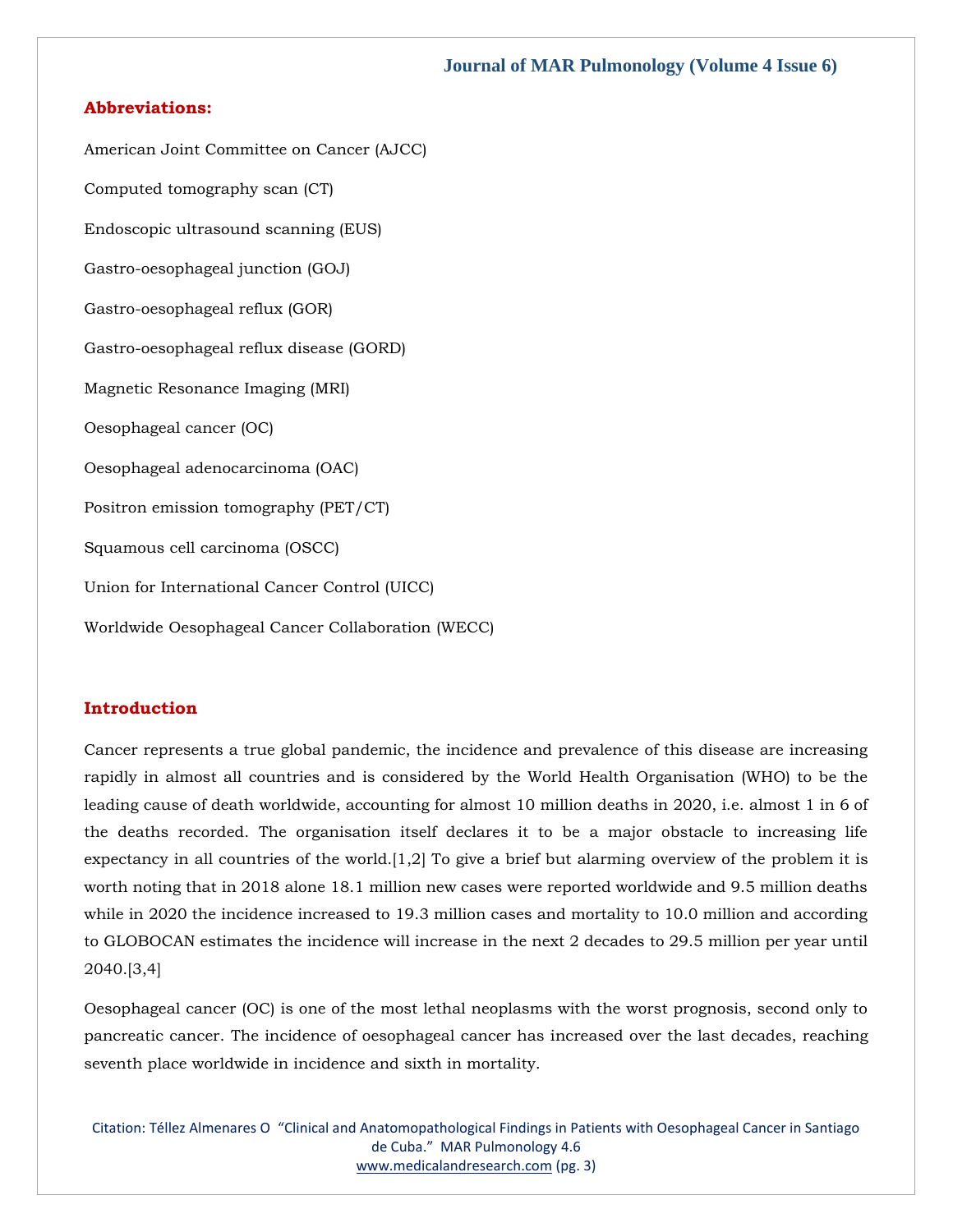## Abbreviations:

American Joint Committee on Cancer (AJCC)

Computed tomography scan (CT)

Endoscopic ultrasound scanning (EUS)

Gastro-oesophageal junction (GOJ)

Gastro-oesophageal reflux (GOR)

Gastro-oesophageal reflux disease (GORD)

Magnetic Resonance Imaging (MRI)

Oesophageal cancer (OC)

Oesophageal adenocarcinoma (OAC)

Positron emission tomography (PET/CT)

Squamous cell carcinoma (OSCC)

Union for International Cancer Control (UICC)

Worldwide Oesophageal Cancer Collaboration (WECC)

## Introduction

Cancer represents a true global pandemic, the incidence and prevalence of this disease are increasing rapidly in almost all countries and is considered by the World Health Organisation (WHO) to be the leading cause of death worldwide, accounting for almost 10 million deaths in 2020, i.e. almost 1 in 6 of the deaths recorded. The organisation itself declares it to be a major obstacle to increasing life expectancy in all countries of the world.[1,2] To give a brief but alarming overview of the problem it is worth noting that in 2018 alone 18.1 million new cases were reported worldwide and 9.5 million deaths while in 2020 the incidence increased to 19.3 million cases and mortality to 10.0 million and according to GLOBOCAN estimates the incidence will increase in the next 2 decades to 29.5 million per year until 2040.[3,4]

Oesophageal cancer (OC) is one of the most lethal neoplasms with the worst prognosis, second only to pancreatic cancer. The incidence of oesophageal cancer has increased over the last decades, reaching seventh place worldwide in incidence and sixth in mortality.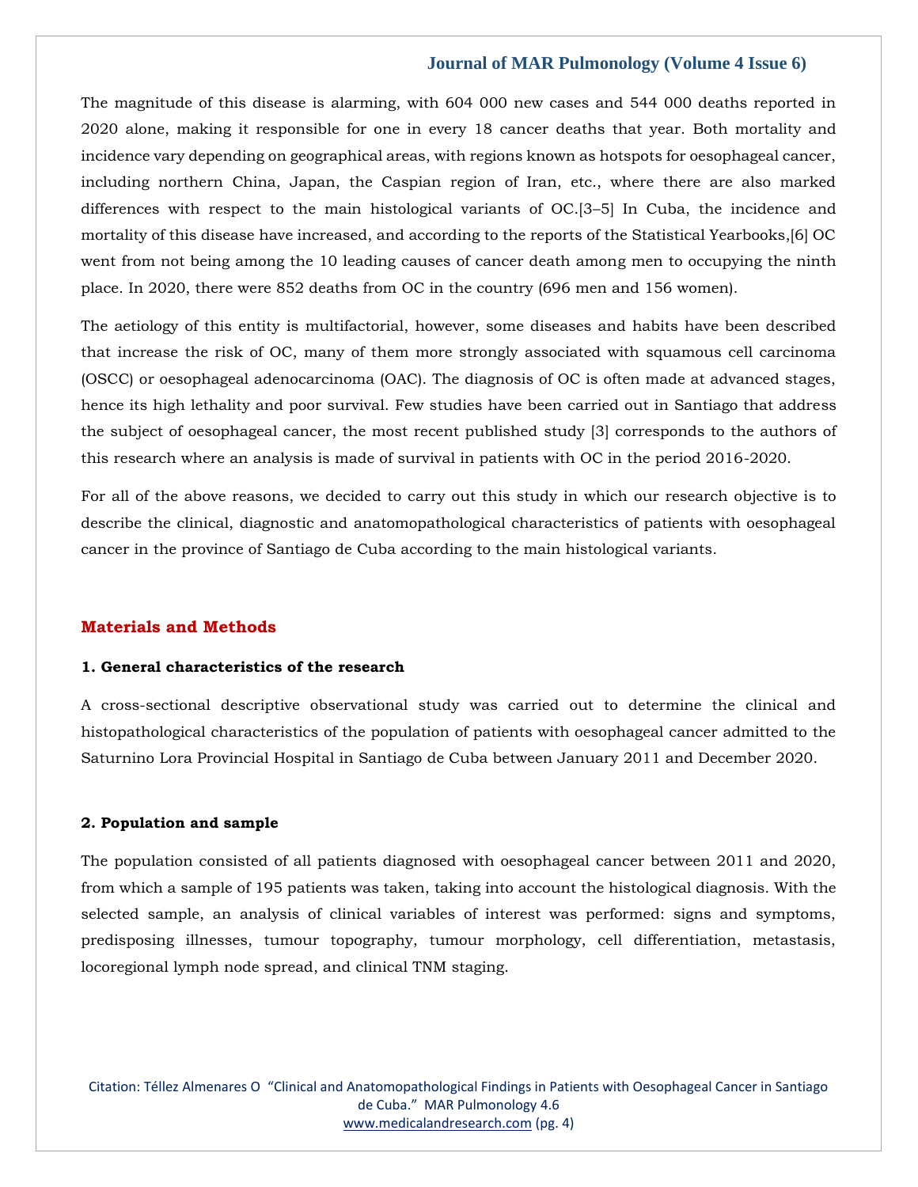The magnitude of this disease is alarming, with 604 000 new cases and 544 000 deaths reported in 2020 alone, making it responsible for one in every 18 cancer deaths that year. Both mortality and incidence vary depending on geographical areas, with regions known as hotspots for oesophageal cancer, including northern China, Japan, the Caspian region of Iran, etc., where there are also marked differences with respect to the main histological variants of OC.[3–5] In Cuba, the incidence and mortality of this disease have increased, and according to the reports of the Statistical Yearbooks,[6] OC went from not being among the 10 leading causes of cancer death among men to occupying the ninth place. In 2020, there were 852 deaths from OC in the country (696 men and 156 women).

The aetiology of this entity is multifactorial, however, some diseases and habits have been described that increase the risk of OC, many of them more strongly associated with squamous cell carcinoma (OSCC) or oesophageal adenocarcinoma (OAC). The diagnosis of OC is often made at advanced stages, hence its high lethality and poor survival. Few studies have been carried out in Santiago that address the subject of oesophageal cancer, the most recent published study [3] corresponds to the authors of this research where an analysis is made of survival in patients with OC in the period 2016-2020.

For all of the above reasons, we decided to carry out this study in which our research objective is to describe the clinical, diagnostic and anatomopathological characteristics of patients with oesophageal cancer in the province of Santiago de Cuba according to the main histological variants.

## Materials and Methods

### 1. General characteristics of the research

A cross-sectional descriptive observational study was carried out to determine the clinical and histopathological characteristics of the population of patients with oesophageal cancer admitted to the Saturnino Lora Provincial Hospital in Santiago de Cuba between January 2011 and December 2020.

### 2. Population and sample

The population consisted of all patients diagnosed with oesophageal cancer between 2011 and 2020, from which a sample of 195 patients was taken, taking into account the histological diagnosis. With the selected sample, an analysis of clinical variables of interest was performed: signs and symptoms, predisposing illnesses, tumour topography, tumour morphology, cell differentiation, metastasis, locoregional lymph node spread, and clinical TNM staging.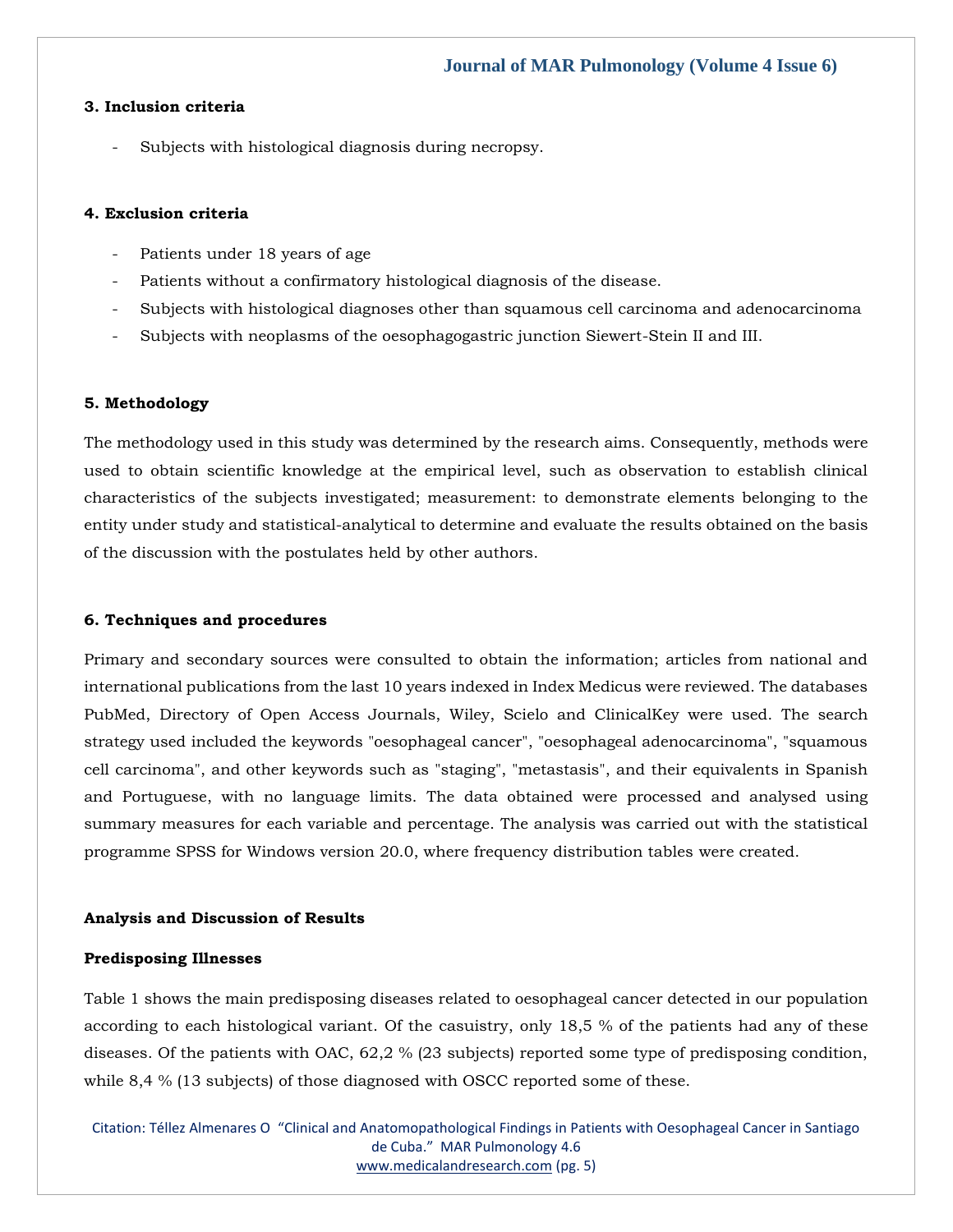### 3. Inclusion criteria

- Subjects with histological diagnosis during necropsy.

### 4. Exclusion criteria

- Patients under 18 years of age
- Patients without a confirmatory histological diagnosis of the disease.
- Subjects with histological diagnoses other than squamous cell carcinoma and adenocarcinoma
- Subjects with neoplasms of the oesophagogastric junction Siewert-Stein II and III.

### 5. Methodology

The methodology used in this study was determined by the research aims. Consequently, methods were used to obtain scientific knowledge at the empirical level, such as observation to establish clinical characteristics of the subjects investigated; measurement: to demonstrate elements belonging to the entity under study and statistical-analytical to determine and evaluate the results obtained on the basis of the discussion with the postulates held by other authors.

### 6. Techniques and procedures

Primary and secondary sources were consulted to obtain the information; articles from national and international publications from the last 10 years indexed in Index Medicus were reviewed. The databases PubMed, Directory of Open Access Journals, Wiley, Scielo and ClinicalKey were used. The search strategy used included the keywords "oesophageal cancer", "oesophageal adenocarcinoma", "squamous cell carcinoma", and other keywords such as "staging", "metastasis", and their equivalents in Spanish and Portuguese, with no language limits. The data obtained were processed and analysed using summary measures for each variable and percentage. The analysis was carried out with the statistical programme SPSS for Windows version 20.0, where frequency distribution tables were created.

## Analysis and Discussion of Results

### Predisposing Illnesses

Table 1 shows the main predisposing diseases related to oesophageal cancer detected in our population according to each histological variant. Of the casuistry, only 18,5 % of the patients had any of these diseases. Of the patients with OAC, 62,2 % (23 subjects) reported some type of predisposing condition, while 8,4 % (13 subjects) of those diagnosed with OSCC reported some of these.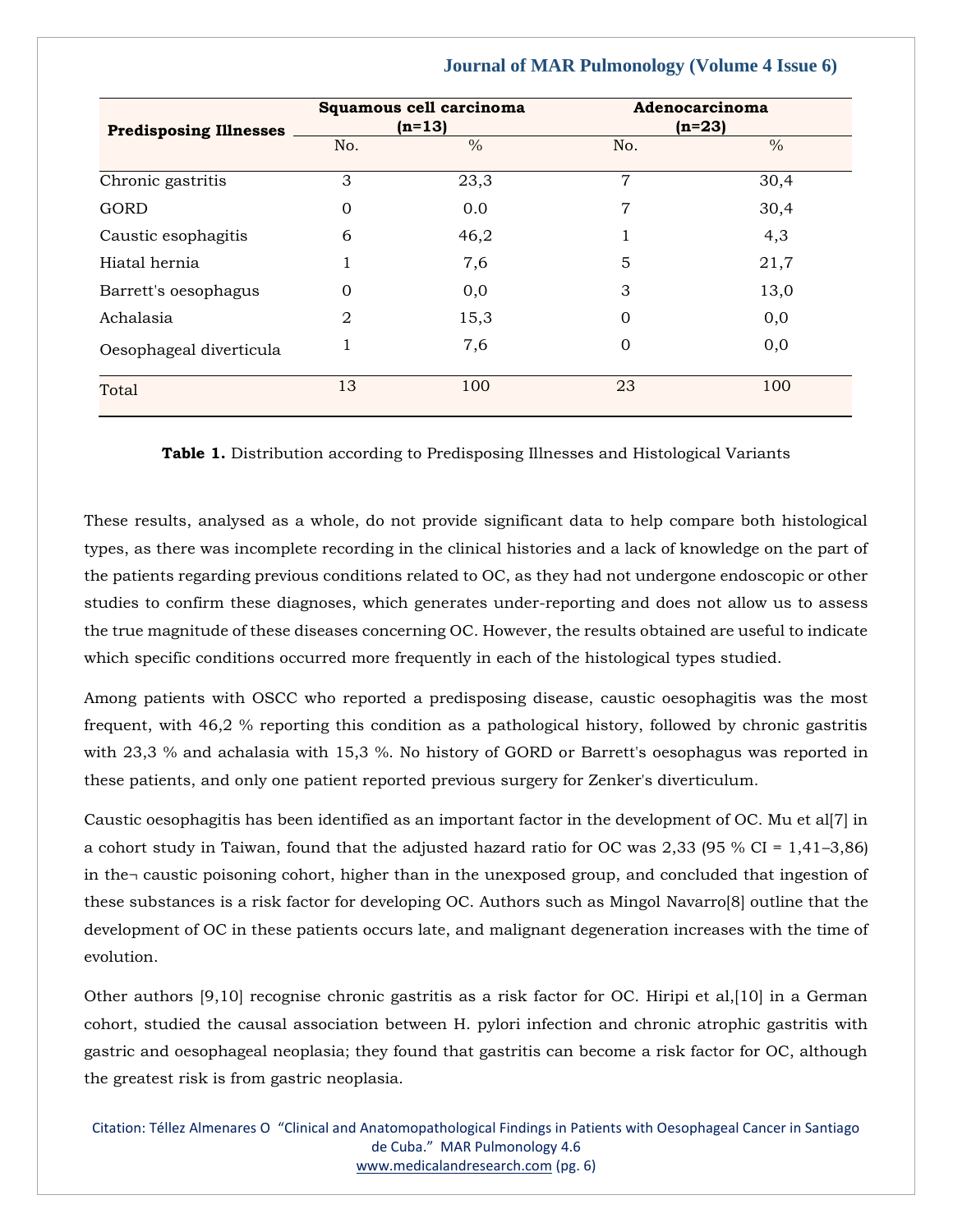| Predisposing Illnesses | Squamous cell carcinoma (n=13) | | Adenocarcinoma (n=23) | |
|---|---|---|---|---|
| | No. | % | No. | % |
| Chronic gastritis | 3 | 23,3 | 7 | 30,4 |
| GORD | 0 | 0.0 | 7 | 30,4 |
| Caustic esophagitis | 6 | 46,2 | 1 | 4,3 |
| Hiatal hernia | 1 | 7,6 | 5 | 21,7 |
| Barrett's oesophagus | 0 | 0,0 | 3 | 13,0 |
| Achalasia | 2 | 15,3 | 0 | 0,0 |
| Oesophageal diverticula | 1 | 7,6 | 0 | 0,0 |
| Total | 13 | 100 | 23 | 100 |

**Table 1.** Distribution according to Predisposing Illnesses and Histological Variants

These results, analysed as a whole, do not provide significant data to help compare both histological types, as there was incomplete recording in the clinical histories and a lack of knowledge on the part of the patients regarding previous conditions related to OC, as they had not undergone endoscopic or other studies to confirm these diagnoses, which generates under-reporting and does not allow us to assess the true magnitude of these diseases concerning OC. However, the results obtained are useful to indicate which specific conditions occurred more frequently in each of the histological types studied.

Among patients with OSCC who reported a predisposing disease, caustic oesophagitis was the most frequent, with 46,2 % reporting this condition as a pathological history, followed by chronic gastritis with 23,3 % and achalasia with 15,3 %. No history of GORD or Barrett's oesophagus was reported in these patients, and only one patient reported previous surgery for Zenker's diverticulum.

Caustic oesophagitis has been identified as an important factor in the development of OC. Mu et al[7] in a cohort study in Taiwan, found that the adjusted hazard ratio for OC was 2,33 (95 % CI = 1,41–3,86) in the¬ caustic poisoning cohort, higher than in the unexposed group, and concluded that ingestion of these substances is a risk factor for developing OC. Authors such as Mingol Navarro[8] outline that the development of OC in these patients occurs late, and malignant degeneration increases with the time of evolution.

Other authors [9,10] recognise chronic gastritis as a risk factor for OC. Hiripi et al,[10] in a German cohort, studied the causal association between H. pylori infection and chronic atrophic gastritis with gastric and oesophageal neoplasia; they found that gastritis can become a risk factor for OC, although the greatest risk is from gastric neoplasia.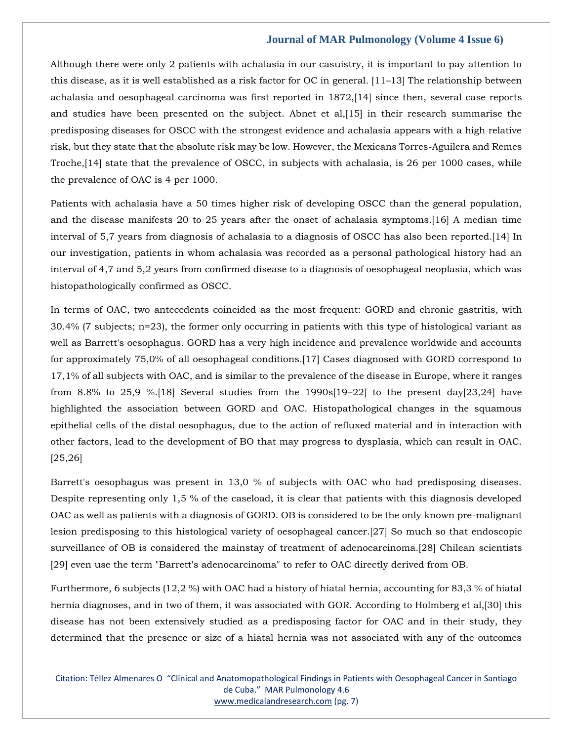Although there were only 2 patients with achalasia in our casuistry, it is important to pay attention to this disease, as it is well established as a risk factor for OC in general. [11–13] The relationship between achalasia and oesophageal carcinoma was first reported in 1872,[14] since then, several case reports and studies have been presented on the subject. Abnet et al,[15] in their research summarise the predisposing diseases for OSCC with the strongest evidence and achalasia appears with a high relative risk, but they state that the absolute risk may be low. However, the Mexicans Torres-Aguilera and Remes Troche,[14] state that the prevalence of OSCC, in subjects with achalasia, is 26 per 1000 cases, while the prevalence of OAC is 4 per 1000.

Patients with achalasia have a 50 times higher risk of developing OSCC than the general population, and the disease manifests 20 to 25 years after the onset of achalasia symptoms.[16] A median time interval of 5,7 years from diagnosis of achalasia to a diagnosis of OSCC has also been reported.[14] In our investigation, patients in whom achalasia was recorded as a personal pathological history had an interval of 4,7 and 5,2 years from confirmed disease to a diagnosis of oesophageal neoplasia, which was histopathologically confirmed as OSCC.

In terms of OAC, two antecedents coincided as the most frequent: GORD and chronic gastritis, with 30.4% (7 subjects; n=23), the former only occurring in patients with this type of histological variant as well as Barrett's oesophagus. GORD has a very high incidence and prevalence worldwide and accounts for approximately 75,0% of all oesophageal conditions.[17] Cases diagnosed with GORD correspond to 17,1% of all subjects with OAC, and is similar to the prevalence of the disease in Europe, where it ranges from 8.8% to 25,9 %.[18] Several studies from the 1990s[19–22] to the present day[23,24] have highlighted the association between GORD and OAC. Histopathological changes in the squamous epithelial cells of the distal oesophagus, due to the action of refluxed material and in interaction with other factors, lead to the development of BO that may progress to dysplasia, which can result in OAC.[25,26]

Barrett's oesophagus was present in 13,0 % of subjects with OAC who had predisposing diseases. Despite representing only 1,5 % of the caseload, it is clear that patients with this diagnosis developed OAC as well as patients with a diagnosis of GORD. OB is considered to be the only known pre-malignant lesion predisposing to this histological variety of oesophageal cancer.[27] So much so that endoscopic surveillance of OB is considered the mainstay of treatment of adenocarcinoma.[28] Chilean scientists [29] even use the term "Barrett's adenocarcinoma" to refer to OAC directly derived from OB.

Furthermore, 6 subjects (12,2 %) with OAC had a history of hiatal hernia, accounting for 83,3 % of hiatal hernia diagnoses, and in two of them, it was associated with GOR. According to Holmberg et al,[30] this disease has not been extensively studied as a predisposing factor for OAC and in their study, they determined that the presence or size of a hiatal hernia was not associated with any of the outcomes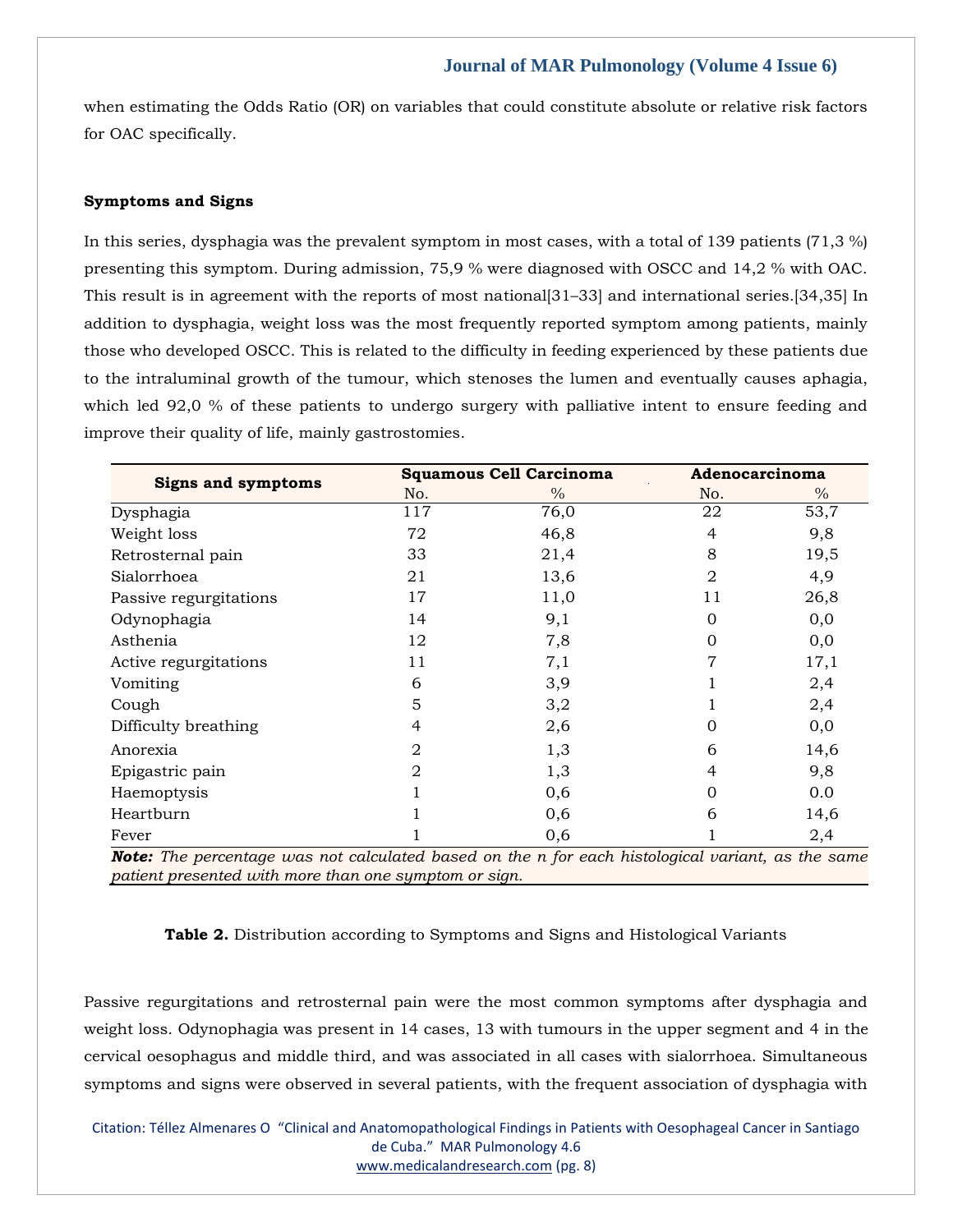when estimating the Odds Ratio (OR) on variables that could constitute absolute or relative risk factors for OAC specifically.

### Symptoms and Signs

In this series, dysphagia was the prevalent symptom in most cases, with a total of 139 patients (71,3 %) presenting this symptom. During admission, 75,9 % were diagnosed with OSCC and 14,2 % with OAC. This result is in agreement with the reports of most national[31–33] and international series.[34,35] In addition to dysphagia, weight loss was the most frequently reported symptom among patients, mainly those who developed OSCC. This is related to the difficulty in feeding experienced by these patients due to the intraluminal growth of the tumour, which stenoses the lumen and eventually causes aphagia, which led 92,0 % of these patients to undergo surgery with palliative intent to ensure feeding and improve their quality of life, mainly gastrostomies.

| Signs and symptoms | Squamous Cell Carcinoma | | Adenocarcinoma | |
|---|---|---|---|---|
| | No. | % | No. | % |
| Dysphagia | 117 | 76,0 | 22 | 53,7 |
| Weight loss | 72 | 46,8 | 4 | 9,8 |
| Retrosternal pain | 33 | 21,4 | 8 | 19,5 |
| Sialorrhoea | 21 | 13,6 | 2 | 4,9 |
| Passive regurgitations | 17 | 11,0 | 11 | 26,8 |
| Odynophagia | 14 | 9,1 | 0 | 0,0 |
| Asthenia | 12 | 7,8 | 0 | 0,0 |
| Active regurgitations | 11 | 7,1 | 7 | 17,1 |
| Vomiting | 6 | 3,9 | 1 | 2,4 |
| Cough | 5 | 3,2 | 1 | 2,4 |
| Difficulty breathing | 4 | 2,6 | 0 | 0,0 |
| Anorexia | 2 | 1,3 | 6 | 14,6 |
| Epigastric pain | 2 | 1,3 | 4 | 9,8 |
| Haemoptysis | 1 | 0,6 | 0 | 0.0 |
| Heartburn | 1 | 0,6 | 6 | 14,6 |
| Fever | 1 | 0,6 | 1 | 2,4 |

***Note:*** *The percentage was not calculated based on the n for each histological variant, as the same patient presented with more than one symptom or sign.*

**Table 2.** Distribution according to Symptoms and Signs and Histological Variants

Passive regurgitations and retrosternal pain were the most common symptoms after dysphagia and weight loss. Odynophagia was present in 14 cases, 13 with tumours in the upper segment and 4 in the cervical oesophagus and middle third, and was associated in all cases with sialorrhoea. Simultaneous symptoms and signs were observed in several patients, with the frequent association of dysphagia with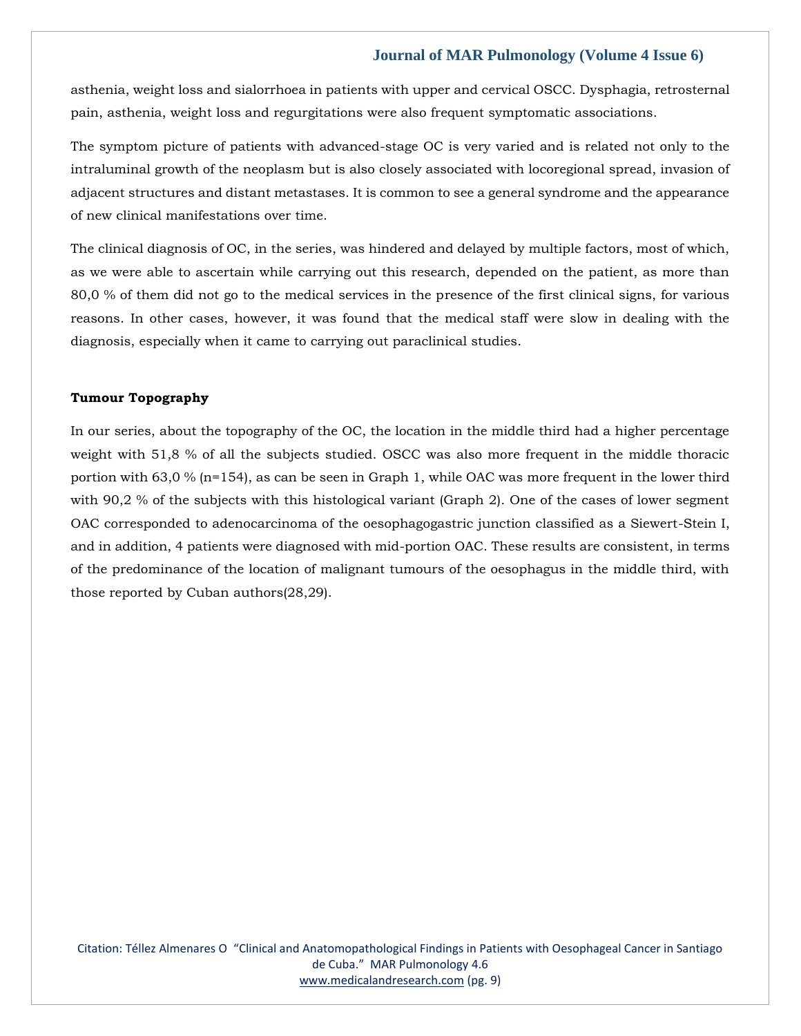asthenia, weight loss and sialorrhoea in patients with upper and cervical OSCC. Dysphagia, retrosternal pain, asthenia, weight loss and regurgitations were also frequent symptomatic associations.

The symptom picture of patients with advanced-stage OC is very varied and is related not only to the intraluminal growth of the neoplasm but is also closely associated with locoregional spread, invasion of adjacent structures and distant metastases. It is common to see a general syndrome and the appearance of new clinical manifestations over time.

The clinical diagnosis of OC, in the series, was hindered and delayed by multiple factors, most of which, as we were able to ascertain while carrying out this research, depended on the patient, as more than 80,0 % of them did not go to the medical services in the presence of the first clinical signs, for various reasons. In other cases, however, it was found that the medical staff were slow in dealing with the diagnosis, especially when it came to carrying out paraclinical studies.

**Tumour Topography**

In our series, about the topography of the OC, the location in the middle third had a higher percentage weight with 51,8 % of all the subjects studied. OSCC was also more frequent in the middle thoracic portion with 63,0 % (n=154), as can be seen in Graph 1, while OAC was more frequent in the lower third with 90,2 % of the subjects with this histological variant (Graph 2). One of the cases of lower segment OAC corresponded to adenocarcinoma of the oesophagogastric junction classified as a Siewert-Stein I, and in addition, 4 patients were diagnosed with mid-portion OAC. These results are consistent, in terms of the predominance of the location of malignant tumours of the oesophagus in the middle third, with those reported by Cuban authors(28,29).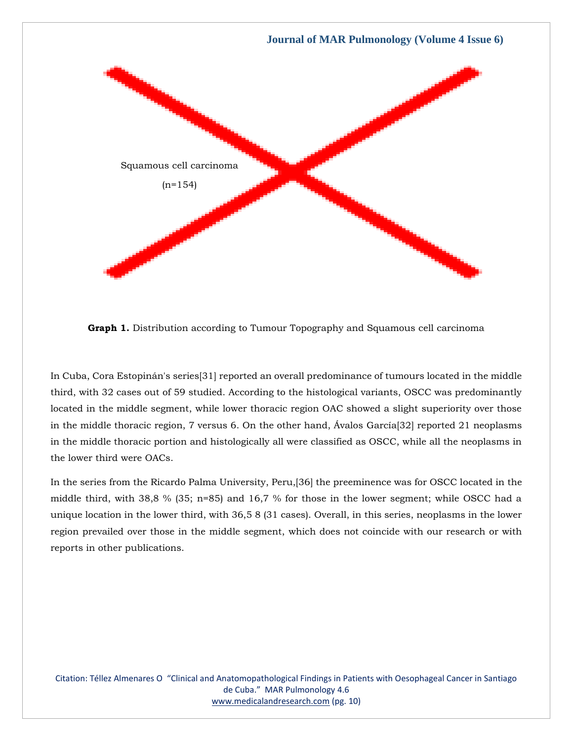Squamous cell carcinoma

(n=154)

**Graph 1.** Distribution according to Tumour Topography and Squamous cell carcinoma

In Cuba, Cora Estopinán's series[31] reported an overall predominance of tumours located in the middle third, with 32 cases out of 59 studied. According to the histological variants, OSCC was predominantly located in the middle segment, while lower thoracic region OAC showed a slight superiority over those in the middle thoracic region, 7 versus 6. On the other hand, Ávalos García[32] reported 21 neoplasms in the middle thoracic portion and histologically all were classified as OSCC, while all the neoplasms in the lower third were OACs.

In the series from the Ricardo Palma University, Peru,[36] the preeminence was for OSCC located in the middle third, with 38,8 % (35; n=85) and 16,7 % for those in the lower segment; while OSCC had a unique location in the lower third, with 36,5 8 (31 cases). Overall, in this series, neoplasms in the lower region prevailed over those in the middle segment, which does not coincide with our research or with reports in other publications.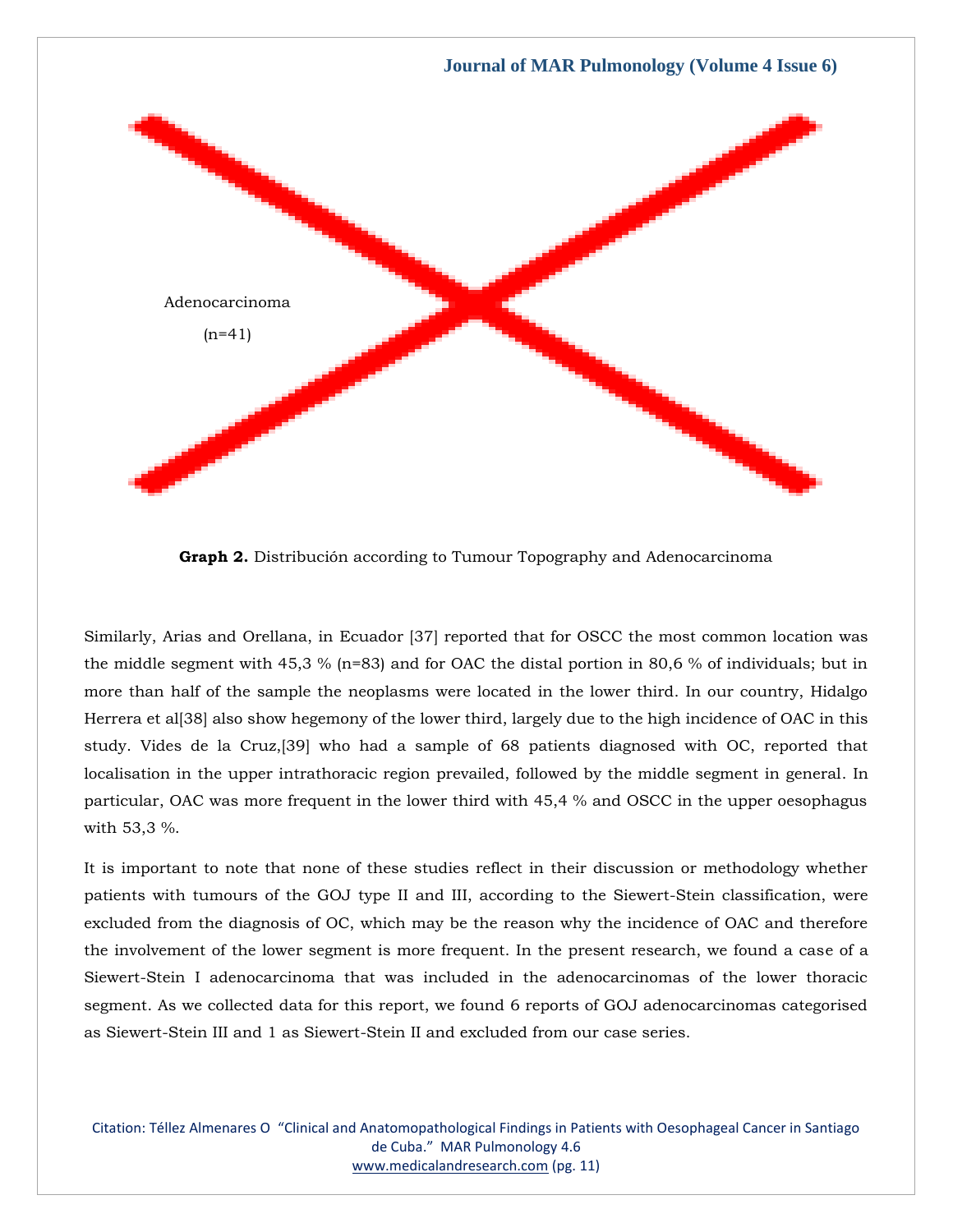Adenocarcinoma

(n=41)

**Graph 2.** Distribución according to Tumour Topography and Adenocarcinoma

Similarly, Arias and Orellana, in Ecuador [37] reported that for OSCC the most common location was the middle segment with 45,3 % (n=83) and for OAC the distal portion in 80,6 % of individuals; but in more than half of the sample the neoplasms were located in the lower third. In our country, Hidalgo Herrera et al[38] also show hegemony of the lower third, largely due to the high incidence of OAC in this study. Vides de la Cruz,[39] who had a sample of 68 patients diagnosed with OC, reported that localisation in the upper intrathoracic region prevailed, followed by the middle segment in general. In particular, OAC was more frequent in the lower third with 45,4 % and OSCC in the upper oesophagus with 53,3 %.

It is important to note that none of these studies reflect in their discussion or methodology whether patients with tumours of the GOJ type II and III, according to the Siewert-Stein classification, were excluded from the diagnosis of OC, which may be the reason why the incidence of OAC and therefore the involvement of the lower segment is more frequent. In the present research, we found a case of a Siewert-Stein I adenocarcinoma that was included in the adenocarcinomas of the lower thoracic segment. As we collected data for this report, we found 6 reports of GOJ adenocarcinomas categorised as Siewert-Stein III and 1 as Siewert-Stein II and excluded from our case series.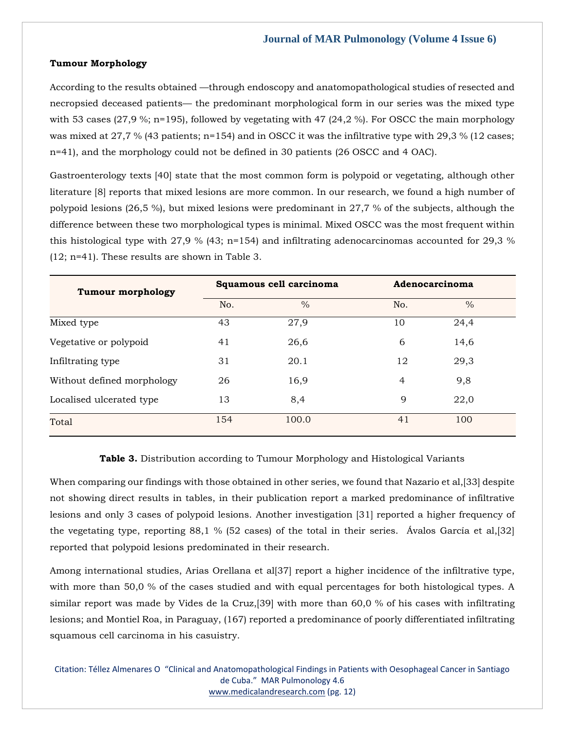**Tumour Morphology**

According to the results obtained —through endoscopy and anatomopathological studies of resected and necropsied deceased patients— the predominant morphological form in our series was the mixed type with 53 cases (27,9 %; n=195), followed by vegetating with 47 (24,2 %). For OSCC the main morphology was mixed at 27,7 % (43 patients; n=154) and in OSCC it was the infiltrative type with 29,3 % (12 cases; n=41), and the morphology could not be defined in 30 patients (26 OSCC and 4 OAC).

Gastroenterology texts [40] state that the most common form is polypoid or vegetating, although other literature [8] reports that mixed lesions are more common. In our research, we found a high number of polypoid lesions (26,5 %), but mixed lesions were predominant in 27,7 % of the subjects, although the difference between these two morphological types is minimal. Mixed OSCC was the most frequent within this histological type with 27,9 % (43; n=154) and infiltrating adenocarcinomas accounted for 29,3 % (12; n=41). These results are shown in Table 3.

| Tumour morphology | Squamous cell carcinoma | | Adenocarcinoma | |
|---|---|---|---|---|
| | No. | % | No. | % |
| Mixed type | 43 | 27,9 | 10 | 24,4 |
| Vegetative or polypoid | 41 | 26,6 | 6 | 14,6 |
| Infiltrating type | 31 | 20.1 | 12 | 29,3 |
| Without defined morphology | 26 | 16,9 | 4 | 9,8 |
| Localised ulcerated type | 13 | 8,4 | 9 | 22,0 |
| Total | 154 | 100.0 | 41 | 100 |

**Table 3.** Distribution according to Tumour Morphology and Histological Variants

When comparing our findings with those obtained in other series, we found that Nazario et al,[33] despite not showing direct results in tables, in their publication report a marked predominance of infiltrative lesions and only 3 cases of polypoid lesions. Another investigation [31] reported a higher frequency of the vegetating type, reporting 88,1 % (52 cases) of the total in their series. Ávalos García et al,[32] reported that polypoid lesions predominated in their research.

Among international studies, Arias Orellana et al[37] report a higher incidence of the infiltrative type, with more than 50,0 % of the cases studied and with equal percentages for both histological types. A similar report was made by Vides de la Cruz,[39] with more than 60,0 % of his cases with infiltrating lesions; and Montiel Roa, in Paraguay, (167) reported a predominance of poorly differentiated infiltrating squamous cell carcinoma in his casuistry.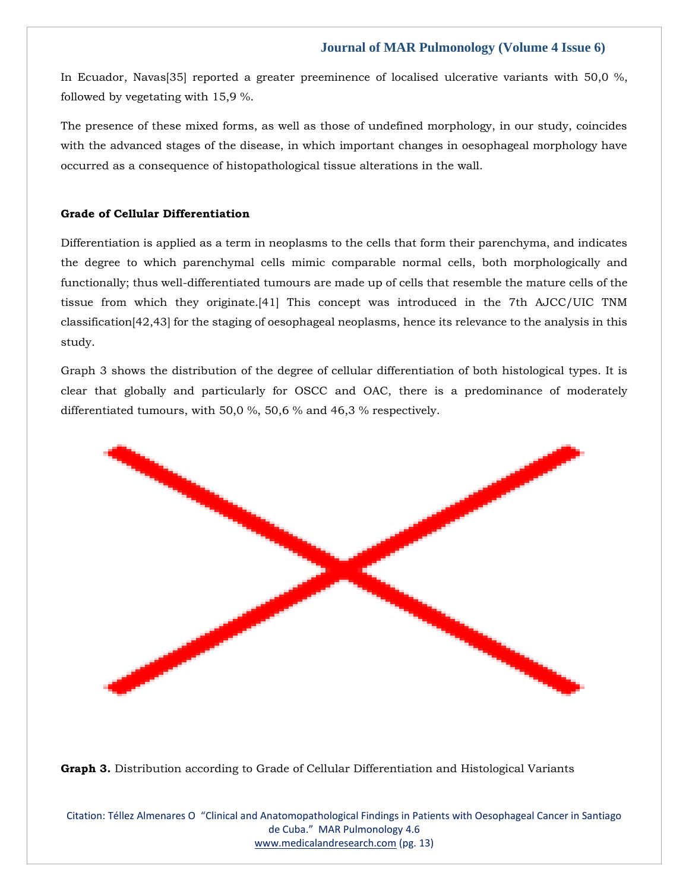In Ecuador, Navas[35] reported a greater preeminence of localised ulcerative variants with 50,0 %, followed by vegetating with 15,9 %.

The presence of these mixed forms, as well as those of undefined morphology, in our study, coincides with the advanced stages of the disease, in which important changes in oesophageal morphology have occurred as a consequence of histopathological tissue alterations in the wall.

### Grade of Cellular Differentiation

Differentiation is applied as a term in neoplasms to the cells that form their parenchyma, and indicates the degree to which parenchymal cells mimic comparable normal cells, both morphologically and functionally; thus well-differentiated tumours are made up of cells that resemble the mature cells of the tissue from which they originate.[41] This concept was introduced in the 7th AJCC/UIC TNM classification[42,43] for the staging of oesophageal neoplasms, hence its relevance to the analysis in this study.

Graph 3 shows the distribution of the degree of cellular differentiation of both histological types. It is clear that globally and particularly for OSCC and OAC, there is a predominance of moderately differentiated tumours, with 50,0 %, 50,6 % and 46,3 % respectively.

**Graph 3.** Distribution according to Grade of Cellular Differentiation and Histological Variants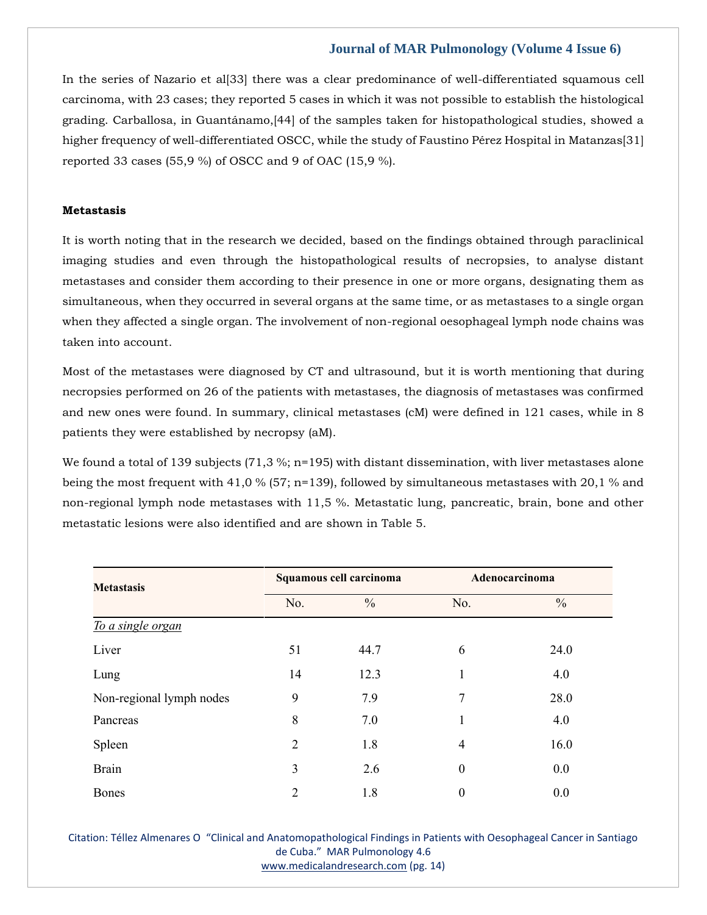In the series of Nazario et al[33] there was a clear predominance of well-differentiated squamous cell carcinoma, with 23 cases; they reported 5 cases in which it was not possible to establish the histological grading. Carballosa, in Guantánamo,[44] of the samples taken for histopathological studies, showed a higher frequency of well-differentiated OSCC, while the study of Faustino Pérez Hospital in Matanzas[31] reported 33 cases (55,9 %) of OSCC and 9 of OAC (15,9 %).

### Metastasis

It is worth noting that in the research we decided, based on the findings obtained through paraclinical imaging studies and even through the histopathological results of necropsies, to analyse distant metastases and consider them according to their presence in one or more organs, designating them as simultaneous, when they occurred in several organs at the same time, or as metastases to a single organ when they affected a single organ. The involvement of non-regional oesophageal lymph node chains was taken into account.

Most of the metastases were diagnosed by CT and ultrasound, but it is worth mentioning that during necropsies performed on 26 of the patients with metastases, the diagnosis of metastases was confirmed and new ones were found. In summary, clinical metastases (cM) were defined in 121 cases, while in 8 patients they were established by necropsy (aM).

We found a total of 139 subjects (71,3 %; n=195) with distant dissemination, with liver metastases alone being the most frequent with 41,0 % (57; n=139), followed by simultaneous metastases with 20,1 % and non-regional lymph node metastases with 11,5 %. Metastatic lung, pancreatic, brain, bone and other metastatic lesions were also identified and are shown in Table 5.

| Metastasis | Squamous cell carcinoma | | Adenocarcinoma | |
|---|---|---|---|---|
| | No. | % | No. | % |
| *To a single organ* | | | | |
| Liver | 51 | 44.7 | 6 | 24.0 |
| Lung | 14 | 12.3 | 1 | 4.0 |
| Non-regional lymph nodes | 9 | 7.9 | 7 | 28.0 |
| Pancreas | 8 | 7.0 | 1 | 4.0 |
| Spleen | 2 | 1.8 | 4 | 16.0 |
| Brain | 3 | 2.6 | 0 | 0.0 |
| Bones | 2 | 1.8 | 0 | 0.0 |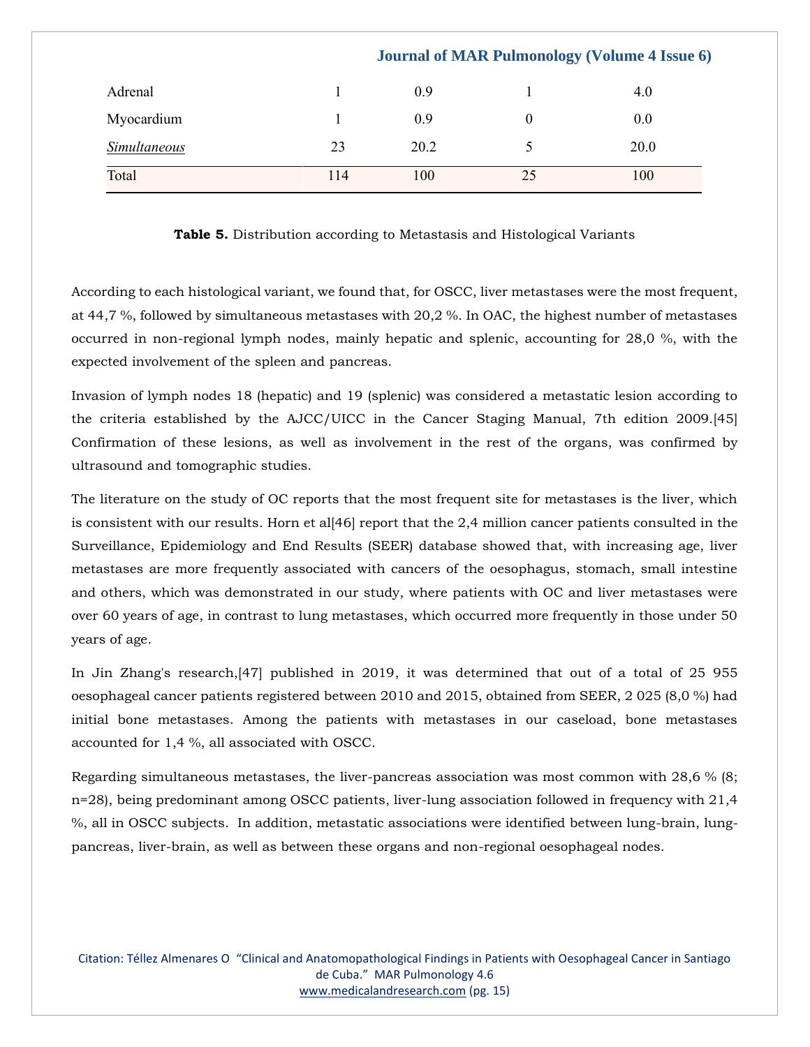| | | | | |
|---|---|---|---|---|
| Adrenal | 1 | 0.9 | 1 | 4.0 |
| Myocardium | 1 | 0.9 | 0 | 0.0 |
| *Simultaneous* | 23 | 20.2 | 5 | 20.0 |
| Total | 114 | 100 | 25 | 100 |

**Table 5.** Distribution according to Metastasis and Histological Variants

According to each histological variant, we found that, for OSCC, liver metastases were the most frequent, at 44,7 %, followed by simultaneous metastases with 20,2 %. In OAC, the highest number of metastases occurred in non-regional lymph nodes, mainly hepatic and splenic, accounting for 28,0 %, with the expected involvement of the spleen and pancreas.

Invasion of lymph nodes 18 (hepatic) and 19 (splenic) was considered a metastatic lesion according to the criteria established by the AJCC/UICC in the Cancer Staging Manual, 7th edition 2009.[45] Confirmation of these lesions, as well as involvement in the rest of the organs, was confirmed by ultrasound and tomographic studies.

The literature on the study of OC reports that the most frequent site for metastases is the liver, which is consistent with our results. Horn et al[46] report that the 2,4 million cancer patients consulted in the Surveillance, Epidemiology and End Results (SEER) database showed that, with increasing age, liver metastases are more frequently associated with cancers of the oesophagus, stomach, small intestine and others, which was demonstrated in our study, where patients with OC and liver metastases were over 60 years of age, in contrast to lung metastases, which occurred more frequently in those under 50 years of age.

In Jin Zhang's research,[47] published in 2019, it was determined that out of a total of 25 955 oesophageal cancer patients registered between 2010 and 2015, obtained from SEER, 2 025 (8,0 %) had initial bone metastases. Among the patients with metastases in our caseload, bone metastases accounted for 1,4 %, all associated with OSCC.

Regarding simultaneous metastases, the liver-pancreas association was most common with 28,6 % (8; n=28), being predominant among OSCC patients, liver-lung association followed in frequency with 21,4 %, all in OSCC subjects. In addition, metastatic associations were identified between lung-brain, lung-pancreas, liver-brain, as well as between these organs and non-regional oesophageal nodes.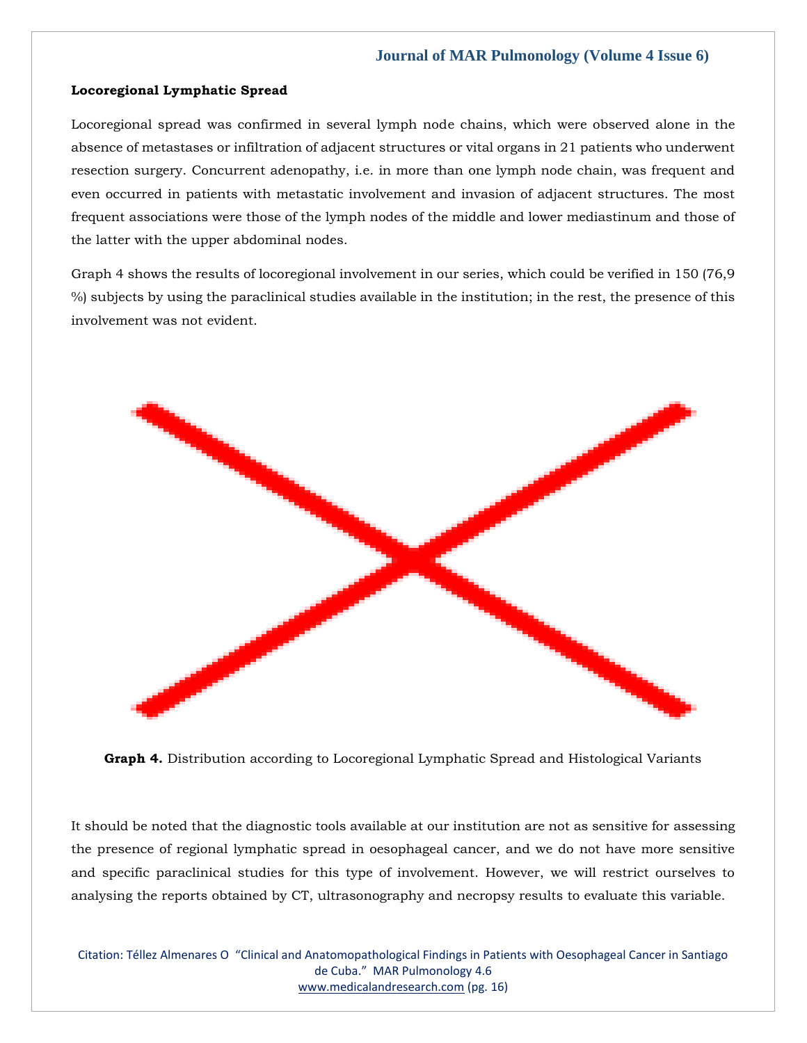### Locoregional Lymphatic Spread

Locoregional spread was confirmed in several lymph node chains, which were observed alone in the absence of metastases or infiltration of adjacent structures or vital organs in 21 patients who underwent resection surgery. Concurrent adenopathy, i.e. in more than one lymph node chain, was frequent and even occurred in patients with metastatic involvement and invasion of adjacent structures. The most frequent associations were those of the lymph nodes of the middle and lower mediastinum and those of the latter with the upper abdominal nodes.

Graph 4 shows the results of locoregional involvement in our series, which could be verified in 150 (76,9 %) subjects by using the paraclinical studies available in the institution; in the rest, the presence of this involvement was not evident.

**Graph 4.** Distribution according to Locoregional Lymphatic Spread and Histological Variants

It should be noted that the diagnostic tools available at our institution are not as sensitive for assessing the presence of regional lymphatic spread in oesophageal cancer, and we do not have more sensitive and specific paraclinical studies for this type of involvement. However, we will restrict ourselves to analysing the reports obtained by CT, ultrasonography and necropsy results to evaluate this variable.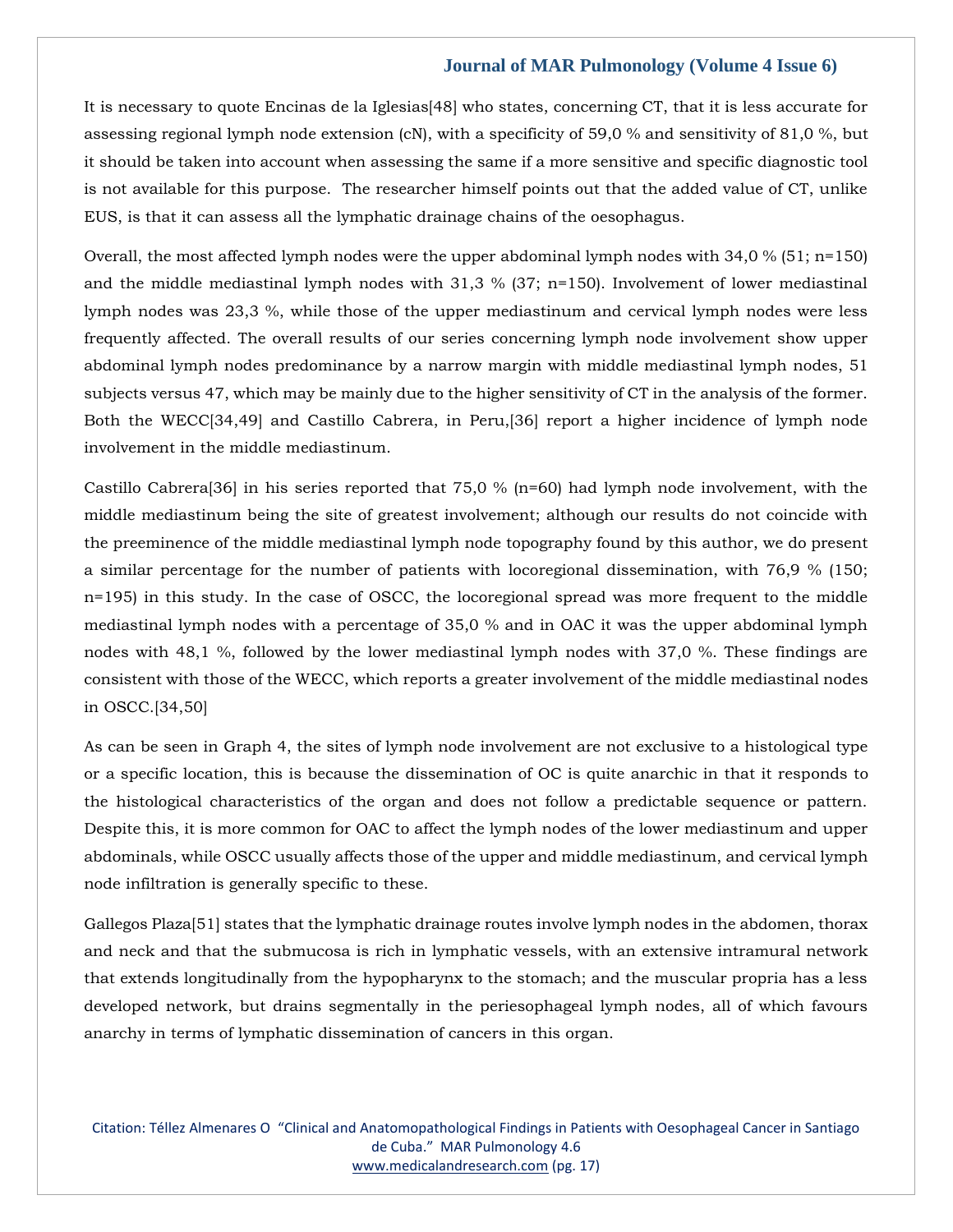It is necessary to quote Encinas de la Iglesias[48] who states, concerning CT, that it is less accurate for assessing regional lymph node extension (cN), with a specificity of 59,0 % and sensitivity of 81,0 %, but it should be taken into account when assessing the same if a more sensitive and specific diagnostic tool is not available for this purpose. The researcher himself points out that the added value of CT, unlike EUS, is that it can assess all the lymphatic drainage chains of the oesophagus.

Overall, the most affected lymph nodes were the upper abdominal lymph nodes with 34,0 % (51; n=150) and the middle mediastinal lymph nodes with 31,3 % (37; n=150). Involvement of lower mediastinal lymph nodes was 23,3 %, while those of the upper mediastinum and cervical lymph nodes were less frequently affected. The overall results of our series concerning lymph node involvement show upper abdominal lymph nodes predominance by a narrow margin with middle mediastinal lymph nodes, 51 subjects versus 47, which may be mainly due to the higher sensitivity of CT in the analysis of the former. Both the WECC[34,49] and Castillo Cabrera, in Peru,[36] report a higher incidence of lymph node involvement in the middle mediastinum.

Castillo Cabrera[36] in his series reported that 75,0 % (n=60) had lymph node involvement, with the middle mediastinum being the site of greatest involvement; although our results do not coincide with the preeminence of the middle mediastinal lymph node topography found by this author, we do present a similar percentage for the number of patients with locoregional dissemination, with 76,9 % (150; n=195) in this study. In the case of OSCC, the locoregional spread was more frequent to the middle mediastinal lymph nodes with a percentage of 35,0 % and in OAC it was the upper abdominal lymph nodes with 48,1 %, followed by the lower mediastinal lymph nodes with 37,0 %. These findings are consistent with those of the WECC, which reports a greater involvement of the middle mediastinal nodes in OSCC.[34,50]

As can be seen in Graph 4, the sites of lymph node involvement are not exclusive to a histological type or a specific location, this is because the dissemination of OC is quite anarchic in that it responds to the histological characteristics of the organ and does not follow a predictable sequence or pattern. Despite this, it is more common for OAC to affect the lymph nodes of the lower mediastinum and upper abdominals, while OSCC usually affects those of the upper and middle mediastinum, and cervical lymph node infiltration is generally specific to these.

Gallegos Plaza[51] states that the lymphatic drainage routes involve lymph nodes in the abdomen, thorax and neck and that the submucosa is rich in lymphatic vessels, with an extensive intramural network that extends longitudinally from the hypopharynx to the stomach; and the muscular propria has a less developed network, but drains segmentally in the periesophageal lymph nodes, all of which favours anarchy in terms of lymphatic dissemination of cancers in this organ.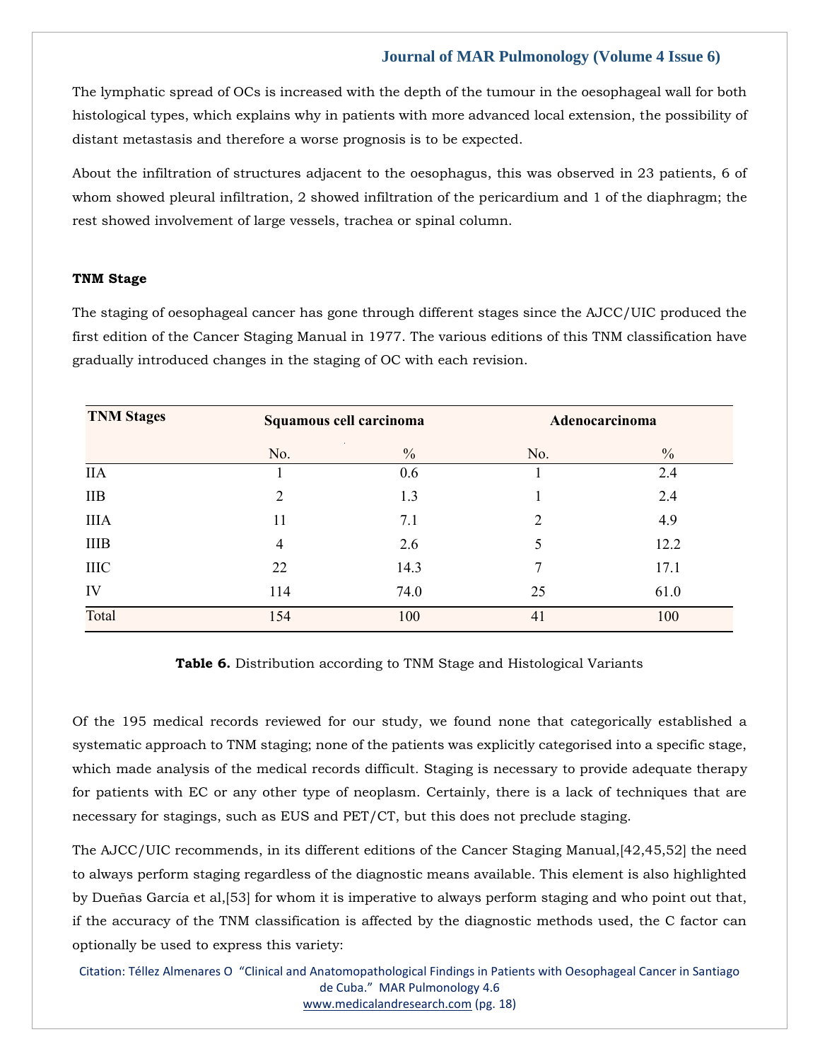The lymphatic spread of OCs is increased with the depth of the tumour in the oesophageal wall for both histological types, which explains why in patients with more advanced local extension, the possibility of distant metastasis and therefore a worse prognosis is to be expected.

About the infiltration of structures adjacent to the oesophagus, this was observed in 23 patients, 6 of whom showed pleural infiltration, 2 showed infiltration of the pericardium and 1 of the diaphragm; the rest showed involvement of large vessels, trachea or spinal column.

### TNM Stage

The staging of oesophageal cancer has gone through different stages since the AJCC/UIC produced the first edition of the Cancer Staging Manual in 1977. The various editions of this TNM classification have gradually introduced changes in the staging of OC with each revision.

| TNM Stages | Squamous cell carcinoma | | Adenocarcinoma | |
|---|---|---|---|---|
| | No. | % | No. | % |
| IIA | 1 | 0.6 | 1 | 2.4 |
| IIB | 2 | 1.3 | 1 | 2.4 |
| IIIA | 11 | 7.1 | 2 | 4.9 |
| IIIB | 4 | 2.6 | 5 | 12.2 |
| IIIC | 22 | 14.3 | 7 | 17.1 |
| IV | 114 | 74.0 | 25 | 61.0 |
| Total | 154 | 100 | 41 | 100 |

**Table 6.** Distribution according to TNM Stage and Histological Variants

Of the 195 medical records reviewed for our study, we found none that categorically established a systematic approach to TNM staging; none of the patients was explicitly categorised into a specific stage, which made analysis of the medical records difficult. Staging is necessary to provide adequate therapy for patients with EC or any other type of neoplasm. Certainly, there is a lack of techniques that are necessary for stagings, such as EUS and PET/CT, but this does not preclude staging.

The AJCC/UIC recommends, in its different editions of the Cancer Staging Manual,[42,45,52] the need to always perform staging regardless of the diagnostic means available. This element is also highlighted by Dueñas García et al,[53] for whom it is imperative to always perform staging and who point out that, if the accuracy of the TNM classification is affected by the diagnostic methods used, the C factor can optionally be used to express this variety: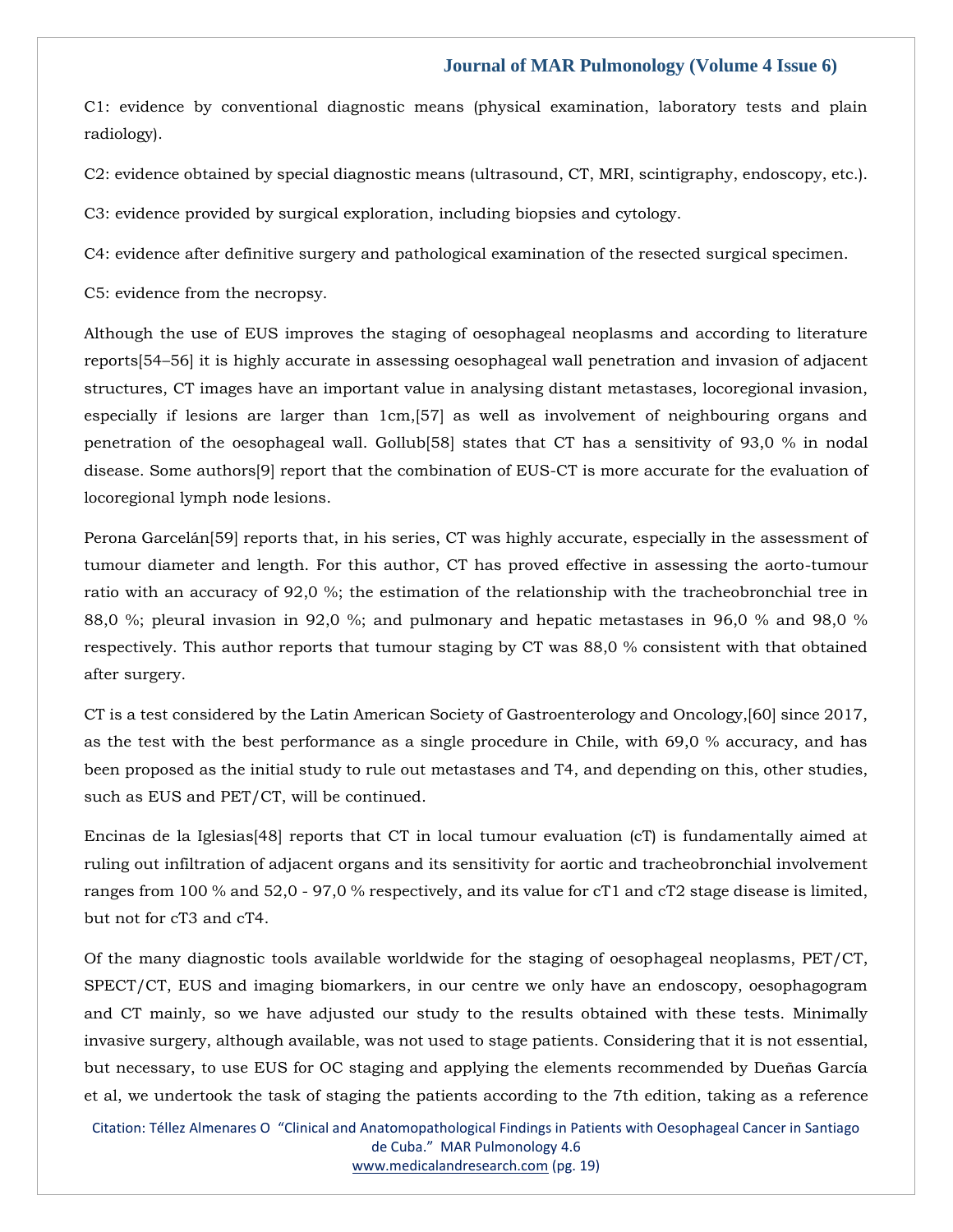C1: evidence by conventional diagnostic means (physical examination, laboratory tests and plain radiology).

C2: evidence obtained by special diagnostic means (ultrasound, CT, MRI, scintigraphy, endoscopy, etc.).

C3: evidence provided by surgical exploration, including biopsies and cytology.

C4: evidence after definitive surgery and pathological examination of the resected surgical specimen.

C5: evidence from the necropsy.

Although the use of EUS improves the staging of oesophageal neoplasms and according to literature reports[54–56] it is highly accurate in assessing oesophageal wall penetration and invasion of adjacent structures, CT images have an important value in analysing distant metastases, locoregional invasion, especially if lesions are larger than 1cm,[57] as well as involvement of neighbouring organs and penetration of the oesophageal wall. Gollub[58] states that CT has a sensitivity of 93,0 % in nodal disease. Some authors[9] report that the combination of EUS-CT is more accurate for the evaluation of locoregional lymph node lesions.

Perona Garcelán[59] reports that, in his series, CT was highly accurate, especially in the assessment of tumour diameter and length. For this author, CT has proved effective in assessing the aorto-tumour ratio with an accuracy of 92,0 %; the estimation of the relationship with the tracheobronchial tree in 88,0 %; pleural invasion in 92,0 %; and pulmonary and hepatic metastases in 96,0 % and 98,0 % respectively. This author reports that tumour staging by CT was 88,0 % consistent with that obtained after surgery.

CT is a test considered by the Latin American Society of Gastroenterology and Oncology,[60] since 2017, as the test with the best performance as a single procedure in Chile, with 69,0 % accuracy, and has been proposed as the initial study to rule out metastases and T4, and depending on this, other studies, such as EUS and PET/CT, will be continued.

Encinas de la Iglesias[48] reports that CT in local tumour evaluation (cT) is fundamentally aimed at ruling out infiltration of adjacent organs and its sensitivity for aortic and tracheobronchial involvement ranges from 100 % and 52,0 - 97,0 % respectively, and its value for cT1 and cT2 stage disease is limited, but not for cT3 and cT4.

Of the many diagnostic tools available worldwide for the staging of oesophageal neoplasms, PET/CT, SPECT/CT, EUS and imaging biomarkers, in our centre we only have an endoscopy, oesophagogram and CT mainly, so we have adjusted our study to the results obtained with these tests. Minimally invasive surgery, although available, was not used to stage patients. Considering that it is not essential, but necessary, to use EUS for OC staging and applying the elements recommended by Dueñas García et al, we undertook the task of staging the patients according to the 7th edition, taking as a reference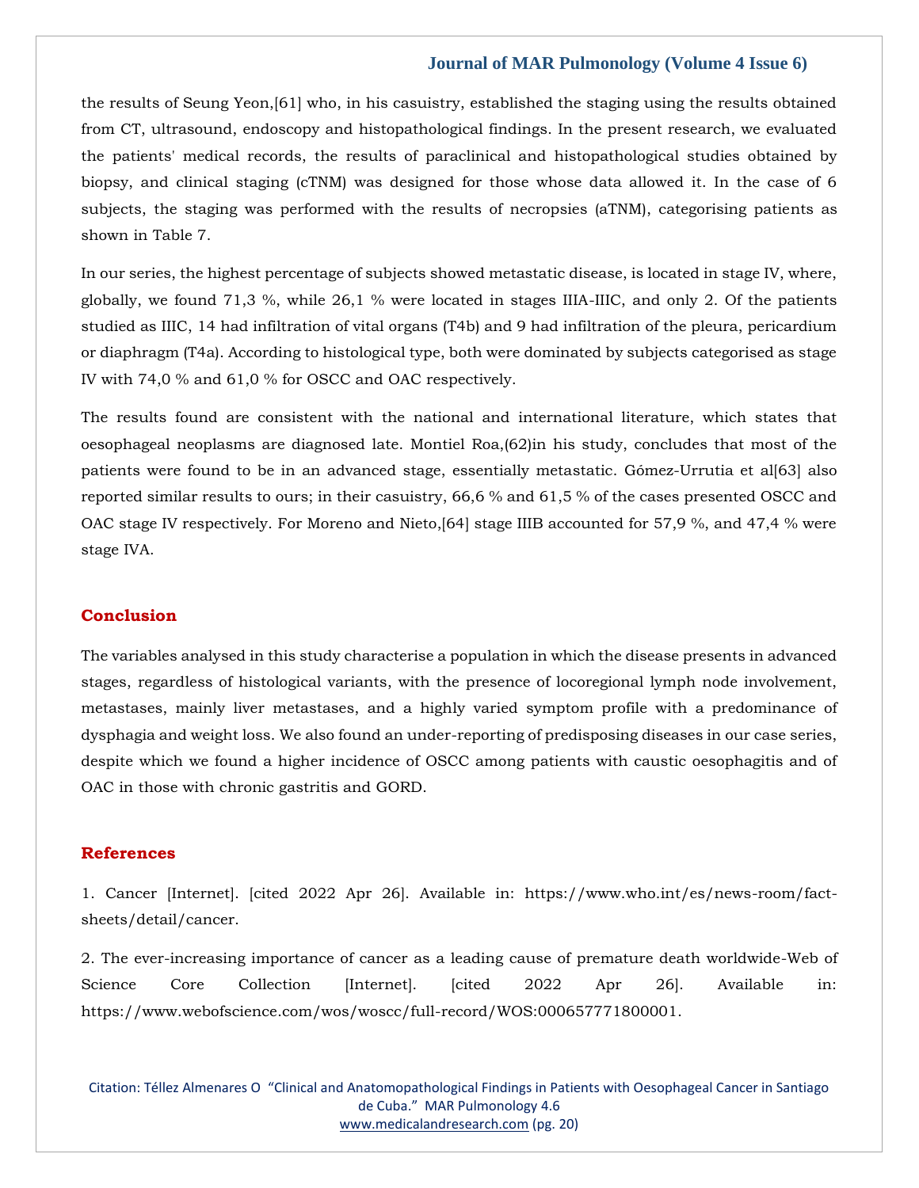the results of Seung Yeon,[61] who, in his casuistry, established the staging using the results obtained from CT, ultrasound, endoscopy and histopathological findings. In the present research, we evaluated the patients' medical records, the results of paraclinical and histopathological studies obtained by biopsy, and clinical staging (cTNM) was designed for those whose data allowed it. In the case of 6 subjects, the staging was performed with the results of necropsies (aTNM), categorising patients as shown in Table 7.

In our series, the highest percentage of subjects showed metastatic disease, is located in stage IV, where, globally, we found 71,3 %, while 26,1 % were located in stages IIIA-IIIC, and only 2. Of the patients studied as IIIC, 14 had infiltration of vital organs (T4b) and 9 had infiltration of the pleura, pericardium or diaphragm (T4a). According to histological type, both were dominated by subjects categorised as stage IV with 74,0 % and 61,0 % for OSCC and OAC respectively.

The results found are consistent with the national and international literature, which states that oesophageal neoplasms are diagnosed late. Montiel Roa,(62)in his study, concludes that most of the patients were found to be in an advanced stage, essentially metastatic. Gómez-Urrutia et al[63] also reported similar results to ours; in their casuistry, 66,6 % and 61,5 % of the cases presented OSCC and OAC stage IV respectively. For Moreno and Nieto,[64] stage IIIB accounted for 57,9 %, and 47,4 % were stage IVA.

## Conclusion

The variables analysed in this study characterise a population in which the disease presents in advanced stages, regardless of histological variants, with the presence of locoregional lymph node involvement, metastases, mainly liver metastases, and a highly varied symptom profile with a predominance of dysphagia and weight loss. We also found an under-reporting of predisposing diseases in our case series, despite which we found a higher incidence of OSCC among patients with caustic oesophagitis and of OAC in those with chronic gastritis and GORD.

## References

1. Cancer [Internet]. [cited 2022 Apr 26]. Available in: https://www.who.int/es/news-room/fact-sheets/detail/cancer.

2. The ever-increasing importance of cancer as a leading cause of premature death worldwide-Web of Science Core Collection [Internet]. [cited 2022 Apr 26]. Available in: https://www.webofscience.com/wos/woscc/full-record/WOS:000657771800001.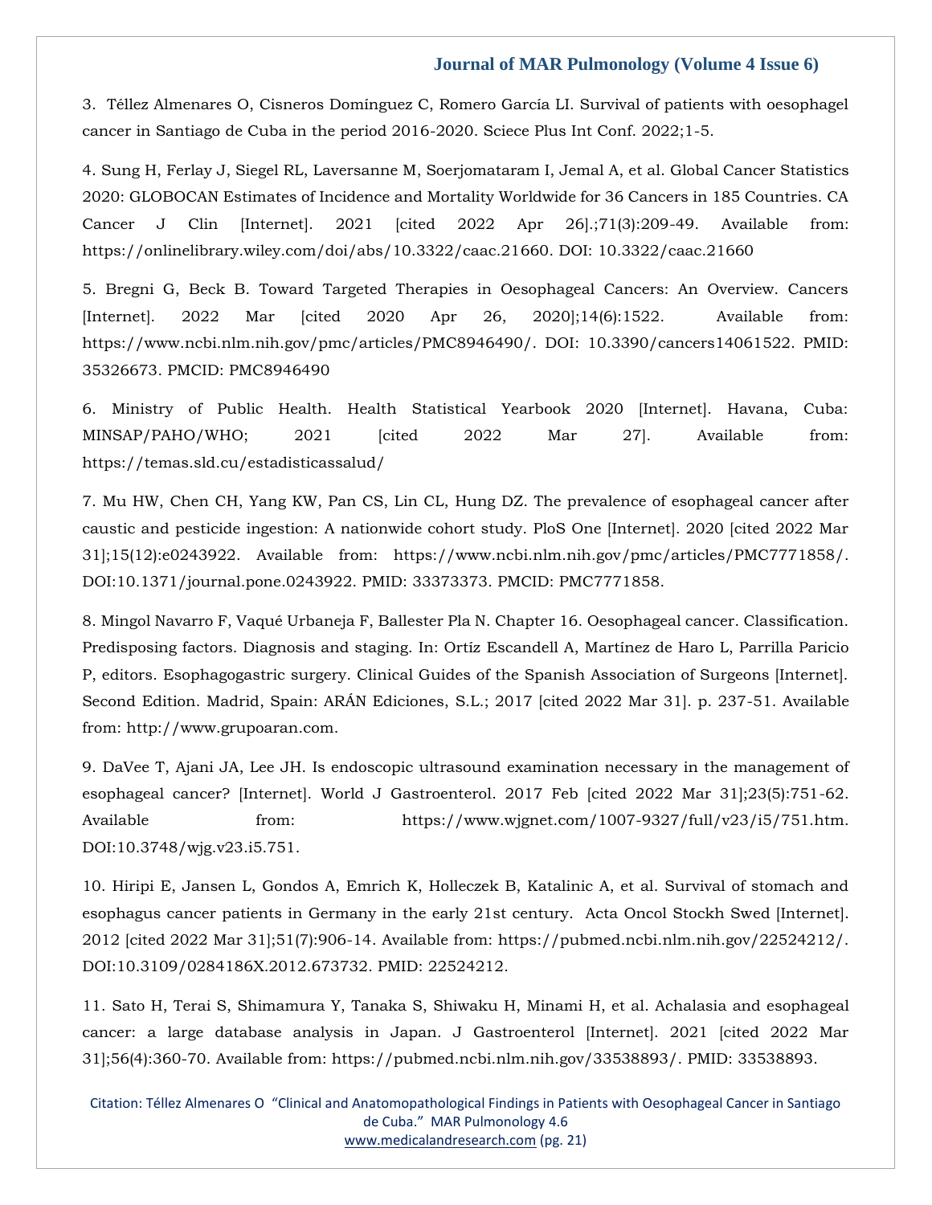3. Téllez Almenares O, Cisneros Domínguez C, Romero García LI. Survival of patients with oesophagel cancer in Santiago de Cuba in the period 2016-2020. Sciece Plus Int Conf. 2022;1-5.

4. Sung H, Ferlay J, Siegel RL, Laversanne M, Soerjomataram I, Jemal A, et al. Global Cancer Statistics 2020: GLOBOCAN Estimates of Incidence and Mortality Worldwide for 36 Cancers in 185 Countries. CA Cancer J Clin [Internet]. 2021 [cited 2022 Apr 26].;71(3):209-49. Available from: https://onlinelibrary.wiley.com/doi/abs/10.3322/caac.21660. DOI: 10.3322/caac.21660

5. Bregni G, Beck B. Toward Targeted Therapies in Oesophageal Cancers: An Overview. Cancers [Internet]. 2022 Mar [cited 2020 Apr 26, 2020];14(6):1522. Available from: https://www.ncbi.nlm.nih.gov/pmc/articles/PMC8946490/. DOI: 10.3390/cancers14061522. PMID: 35326673. PMCID: PMC8946490

6. Ministry of Public Health. Health Statistical Yearbook 2020 [Internet]. Havana, Cuba: MINSAP/PAHO/WHO; 2021 [cited 2022 Mar 27]. Available from: https://temas.sld.cu/estadisticassalud/

7. Mu HW, Chen CH, Yang KW, Pan CS, Lin CL, Hung DZ. The prevalence of esophageal cancer after caustic and pesticide ingestion: A nationwide cohort study. PloS One [Internet]. 2020 [cited 2022 Mar 31];15(12):e0243922. Available from: https://www.ncbi.nlm.nih.gov/pmc/articles/PMC7771858/. DOI:10.1371/journal.pone.0243922. PMID: 33373373. PMCID: PMC7771858.

8. Mingol Navarro F, Vaqué Urbaneja F, Ballester Pla N. Chapter 16. Oesophageal cancer. Classification. Predisposing factors. Diagnosis and staging. In: Ortíz Escandell A, Martínez de Haro L, Parrilla Paricio P, editors. Esophagogastric surgery. Clinical Guides of the Spanish Association of Surgeons [Internet]. Second Edition. Madrid, Spain: ARÁN Ediciones, S.L.; 2017 [cited 2022 Mar 31]. p. 237-51. Available from: http://www.grupoaran.com.

9. DaVee T, Ajani JA, Lee JH. Is endoscopic ultrasound examination necessary in the management of esophageal cancer? [Internet]. World J Gastroenterol. 2017 Feb [cited 2022 Mar 31];23(5):751-62. Available from: https://www.wjgnet.com/1007-9327/full/v23/i5/751.htm. DOI:10.3748/wjg.v23.i5.751.

10. Hiripi E, Jansen L, Gondos A, Emrich K, Holleczek B, Katalinic A, et al. Survival of stomach and esophagus cancer patients in Germany in the early 21st century. Acta Oncol Stockh Swed [Internet]. 2012 [cited 2022 Mar 31];51(7):906-14. Available from: https://pubmed.ncbi.nlm.nih.gov/22524212/. DOI:10.3109/0284186X.2012.673732. PMID: 22524212.

11. Sato H, Terai S, Shimamura Y, Tanaka S, Shiwaku H, Minami H, et al. Achalasia and esophageal cancer: a large database analysis in Japan. J Gastroenterol [Internet]. 2021 [cited 2022 Mar 31];56(4):360-70. Available from: https://pubmed.ncbi.nlm.nih.gov/33538893/. PMID: 33538893.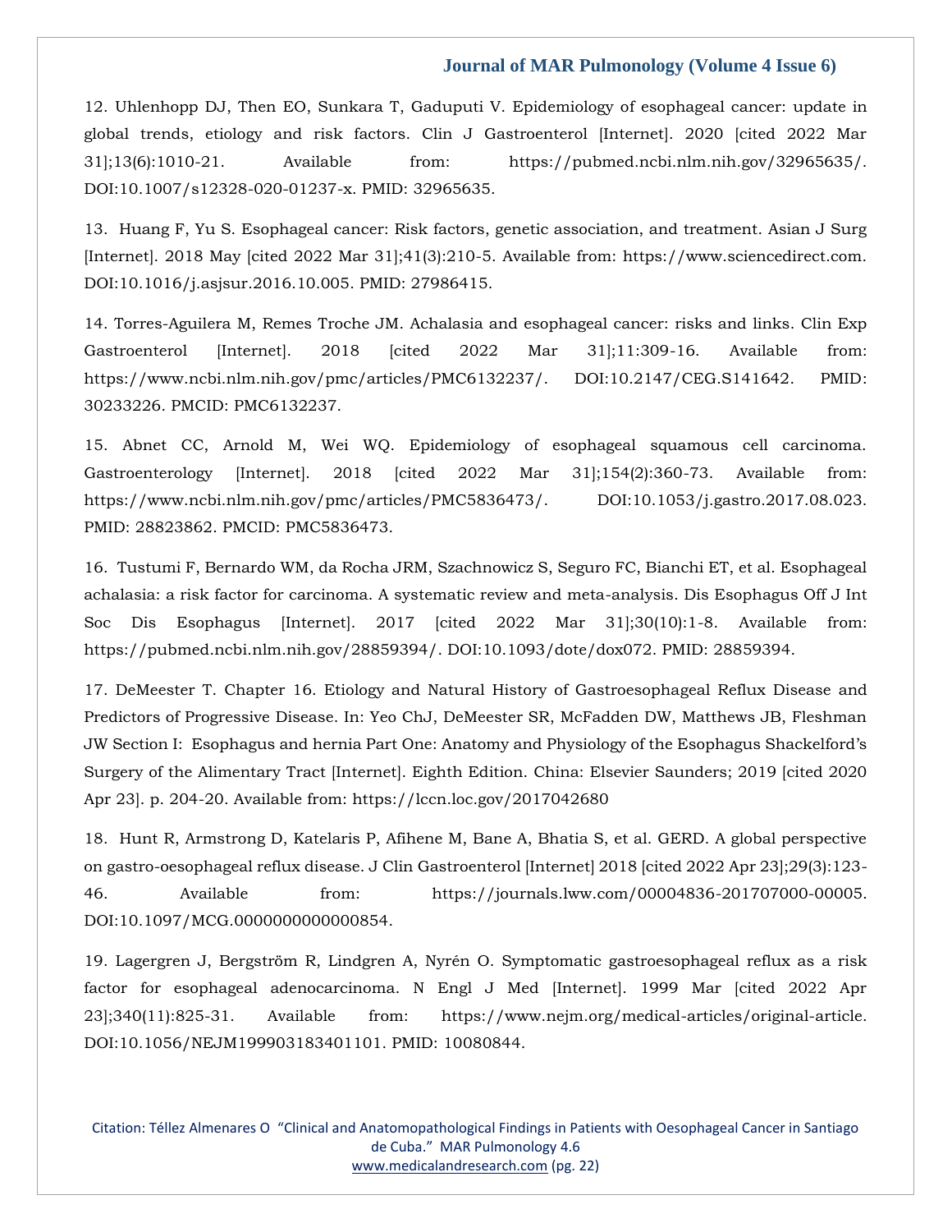12. Uhlenhopp DJ, Then EO, Sunkara T, Gaduputi V. Epidemiology of esophageal cancer: update in global trends, etiology and risk factors. Clin J Gastroenterol [Internet]. 2020 [cited 2022 Mar 31];13(6):1010-21. Available from: https://pubmed.ncbi.nlm.nih.gov/32965635/. DOI:10.1007/s12328-020-01237-x. PMID: 32965635.

13. Huang F, Yu S. Esophageal cancer: Risk factors, genetic association, and treatment. Asian J Surg [Internet]. 2018 May [cited 2022 Mar 31];41(3):210-5. Available from: https://www.sciencedirect.com. DOI:10.1016/j.asjsur.2016.10.005. PMID: 27986415.

14. Torres-Aguilera M, Remes Troche JM. Achalasia and esophageal cancer: risks and links. Clin Exp Gastroenterol [Internet]. 2018 [cited 2022 Mar 31];11:309-16. Available from: https://www.ncbi.nlm.nih.gov/pmc/articles/PMC6132237/. DOI:10.2147/CEG.S141642. PMID: 30233226. PMCID: PMC6132237.

15. Abnet CC, Arnold M, Wei WQ. Epidemiology of esophageal squamous cell carcinoma. Gastroenterology [Internet]. 2018 [cited 2022 Mar 31];154(2):360-73. Available from: https://www.ncbi.nlm.nih.gov/pmc/articles/PMC5836473/. DOI:10.1053/j.gastro.2017.08.023. PMID: 28823862. PMCID: PMC5836473.

16. Tustumi F, Bernardo WM, da Rocha JRM, Szachnowicz S, Seguro FC, Bianchi ET, et al. Esophageal achalasia: a risk factor for carcinoma. A systematic review and meta-analysis. Dis Esophagus Off J Int Soc Dis Esophagus [Internet]. 2017 [cited 2022 Mar 31];30(10):1-8. Available from: https://pubmed.ncbi.nlm.nih.gov/28859394/. DOI:10.1093/dote/dox072. PMID: 28859394.

17. DeMeester T. Chapter 16. Etiology and Natural History of Gastroesophageal Reflux Disease and Predictors of Progressive Disease. In: Yeo ChJ, DeMeester SR, McFadden DW, Matthews JB, Fleshman JW Section I: Esophagus and hernia Part One: Anatomy and Physiology of the Esophagus Shackelford's Surgery of the Alimentary Tract [Internet]. Eighth Edition. China: Elsevier Saunders; 2019 [cited 2020 Apr 23]. p. 204-20. Available from: https://lccn.loc.gov/2017042680

18. Hunt R, Armstrong D, Katelaris P, Afihene M, Bane A, Bhatia S, et al. GERD. A global perspective on gastro-oesophageal reflux disease. J Clin Gastroenterol [Internet] 2018 [cited 2022 Apr 23];29(3):123-46. Available from: https://journals.lww.com/00004836-201707000-00005. DOI:10.1097/MCG.0000000000000854.

19. Lagergren J, Bergström R, Lindgren A, Nyrén O. Symptomatic gastroesophageal reflux as a risk factor for esophageal adenocarcinoma. N Engl J Med [Internet]. 1999 Mar [cited 2022 Apr 23];340(11):825-31. Available from: https://www.nejm.org/medical-articles/original-article. DOI:10.1056/NEJM199903183401101. PMID: 10080844.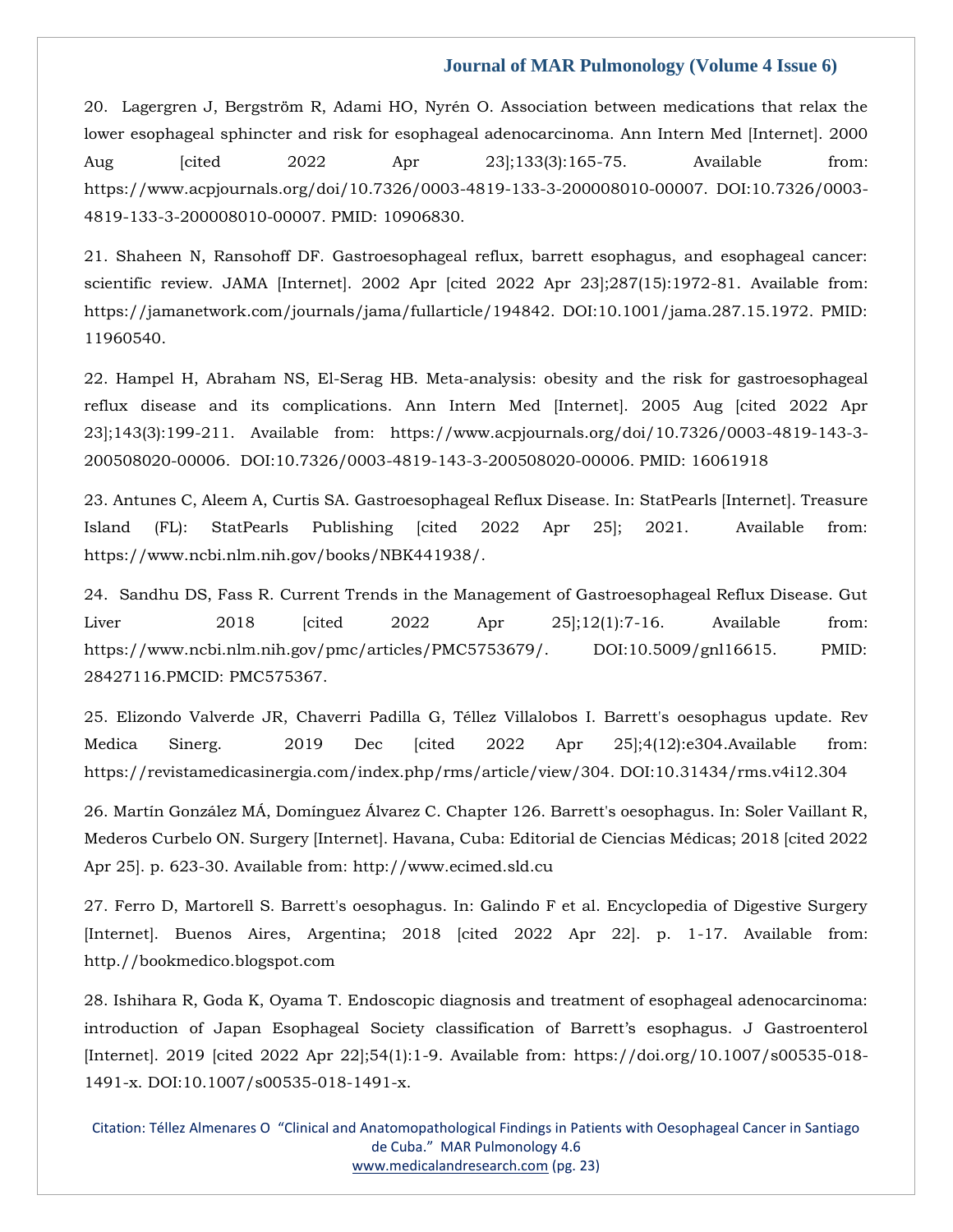20. Lagergren J, Bergström R, Adami HO, Nyrén O. Association between medications that relax the lower esophageal sphincter and risk for esophageal adenocarcinoma. Ann Intern Med [Internet]. 2000 Aug [cited 2022 Apr 23];133(3):165-75. Available from: https://www.acpjournals.org/doi/10.7326/0003-4819-133-3-200008010-00007. DOI:10.7326/0003-4819-133-3-200008010-00007. PMID: 10906830.

21. Shaheen N, Ransohoff DF. Gastroesophageal reflux, barrett esophagus, and esophageal cancer: scientific review. JAMA [Internet]. 2002 Apr [cited 2022 Apr 23];287(15):1972-81. Available from: https://jamanetwork.com/journals/jama/fullarticle/194842. DOI:10.1001/jama.287.15.1972. PMID: 11960540.

22. Hampel H, Abraham NS, El-Serag HB. Meta-analysis: obesity and the risk for gastroesophageal reflux disease and its complications. Ann Intern Med [Internet]. 2005 Aug [cited 2022 Apr 23];143(3):199-211. Available from: https://www.acpjournals.org/doi/10.7326/0003-4819-143-3-200508020-00006. DOI:10.7326/0003-4819-143-3-200508020-00006. PMID: 16061918

23. Antunes C, Aleem A, Curtis SA. Gastroesophageal Reflux Disease. In: StatPearls [Internet]. Treasure Island (FL): StatPearls Publishing [cited 2022 Apr 25]; 2021. Available from: https://www.ncbi.nlm.nih.gov/books/NBK441938/.

24. Sandhu DS, Fass R. Current Trends in the Management of Gastroesophageal Reflux Disease. Gut Liver 2018 [cited 2022 Apr 25];12(1):7-16. Available from: https://www.ncbi.nlm.nih.gov/pmc/articles/PMC5753679/. DOI:10.5009/gnl16615. PMID: 28427116.PMCID: PMC575367.

25. Elizondo Valverde JR, Chaverri Padilla G, Téllez Villalobos I. Barrett's oesophagus update. Rev Medica Sinerg. 2019 Dec [cited 2022 Apr 25];4(12):e304.Available from: https://revistamedicasinergia.com/index.php/rms/article/view/304. DOI:10.31434/rms.v4i12.304

26. Martín González MÁ, Domínguez Álvarez C. Chapter 126. Barrett's oesophagus. In: Soler Vaillant R, Mederos Curbelo ON. Surgery [Internet]. Havana, Cuba: Editorial de Ciencias Médicas; 2018 [cited 2022 Apr 25]. p. 623-30. Available from: http://www.ecimed.sld.cu

27. Ferro D, Martorell S. Barrett's oesophagus. In: Galindo F et al. Encyclopedia of Digestive Surgery [Internet]. Buenos Aires, Argentina; 2018 [cited 2022 Apr 22]. p. 1-17. Available from: http.//bookmedico.blogspot.com

28. Ishihara R, Goda K, Oyama T. Endoscopic diagnosis and treatment of esophageal adenocarcinoma: introduction of Japan Esophageal Society classification of Barrett's esophagus. J Gastroenterol [Internet]. 2019 [cited 2022 Apr 22];54(1):1-9. Available from: https://doi.org/10.1007/s00535-018-1491-x. DOI:10.1007/s00535-018-1491-x.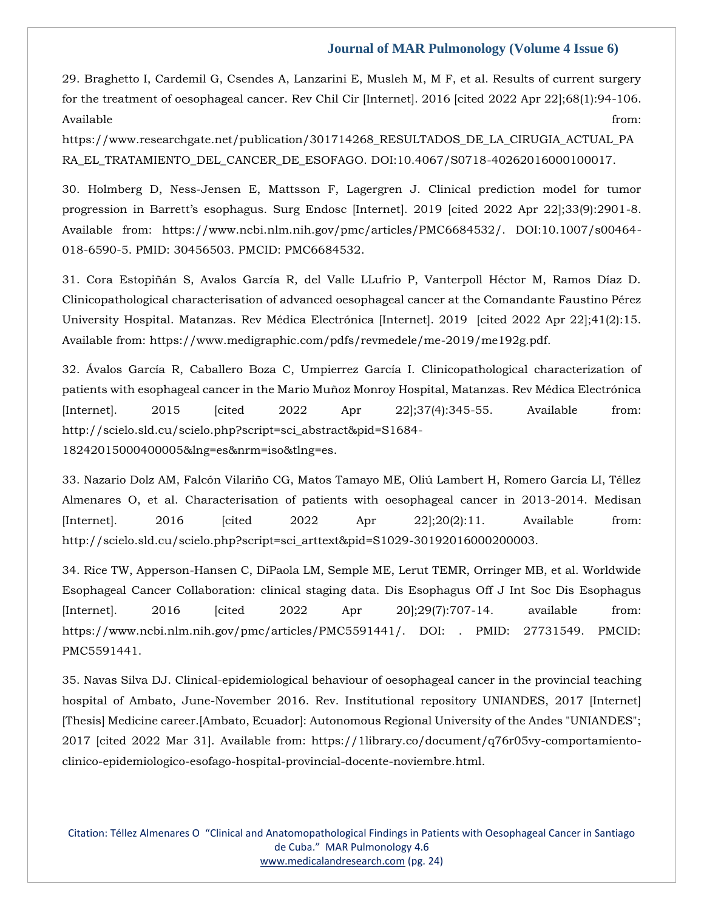29. Braghetto I, Cardemil G, Csendes A, Lanzarini E, Musleh M, M F, et al. Results of current surgery for the treatment of oesophageal cancer. Rev Chil Cir [Internet]. 2016 [cited 2022 Apr 22];68(1):94-106. Available from: https://www.researchgate.net/publication/301714268_RESULTADOS_DE_LA_CIRUGIA_ACTUAL_PARA_EL_TRATAMIENTO_DEL_CANCER_DE_ESOFAGO. DOI:10.4067/S0718-40262016000100017.

30. Holmberg D, Ness-Jensen E, Mattsson F, Lagergren J. Clinical prediction model for tumor progression in Barrett's esophagus. Surg Endosc [Internet]. 2019 [cited 2022 Apr 22];33(9):2901-8. Available from: https://www.ncbi.nlm.nih.gov/pmc/articles/PMC6684532/. DOI:10.1007/s00464-018-6590-5. PMID: 30456503. PMCID: PMC6684532.

31. Cora Estopiñán S, Avalos García R, del Valle LLufrio P, Vanterpoll Héctor M, Ramos Díaz D. Clinicopathological characterisation of advanced oesophageal cancer at the Comandante Faustino Pérez University Hospital. Matanzas. Rev Médica Electrónica [Internet]. 2019 [cited 2022 Apr 22];41(2):15. Available from: https://www.medigraphic.com/pdfs/revmedele/me-2019/me192g.pdf.

32. Ávalos García R, Caballero Boza C, Umpierrez García I. Clinicopathological characterization of patients with esophageal cancer in the Mario Muñoz Monroy Hospital, Matanzas. Rev Médica Electrónica [Internet]. 2015 [cited 2022 Apr 22];37(4):345-55. Available from: http://scielo.sld.cu/scielo.php?script=sci_abstract&pid=S1684-18242015000400005&lng=es&nrm=iso&tlng=es.

33. Nazario Dolz AM, Falcón Vilariño CG, Matos Tamayo ME, Oliú Lambert H, Romero García LI, Téllez Almenares O, et al. Characterisation of patients with oesophageal cancer in 2013-2014. Medisan [Internet]. 2016 [cited 2022 Apr 22];20(2):11. Available from: http://scielo.sld.cu/scielo.php?script=sci_arttext&pid=S1029-30192016000200003.

34. Rice TW, Apperson-Hansen C, DiPaola LM, Semple ME, Lerut TEMR, Orringer MB, et al. Worldwide Esophageal Cancer Collaboration: clinical staging data. Dis Esophagus Off J Int Soc Dis Esophagus [Internet]. 2016 [cited 2022 Apr 20];29(7):707-14. available from: https://www.ncbi.nlm.nih.gov/pmc/articles/PMC5591441/. DOI: . PMID: 27731549. PMCID: PMC5591441.

35. Navas Silva DJ. Clinical-epidemiological behaviour of oesophageal cancer in the provincial teaching hospital of Ambato, June-November 2016. Rev. Institutional repository UNIANDES, 2017 [Internet] [Thesis] Medicine career.[Ambato, Ecuador]: Autonomous Regional University of the Andes "UNIANDES"; 2017 [cited 2022 Mar 31]. Available from: https://1library.co/document/q76r05vy-comportamiento-clinico-epidemiologico-esofago-hospital-provincial-docente-noviembre.html.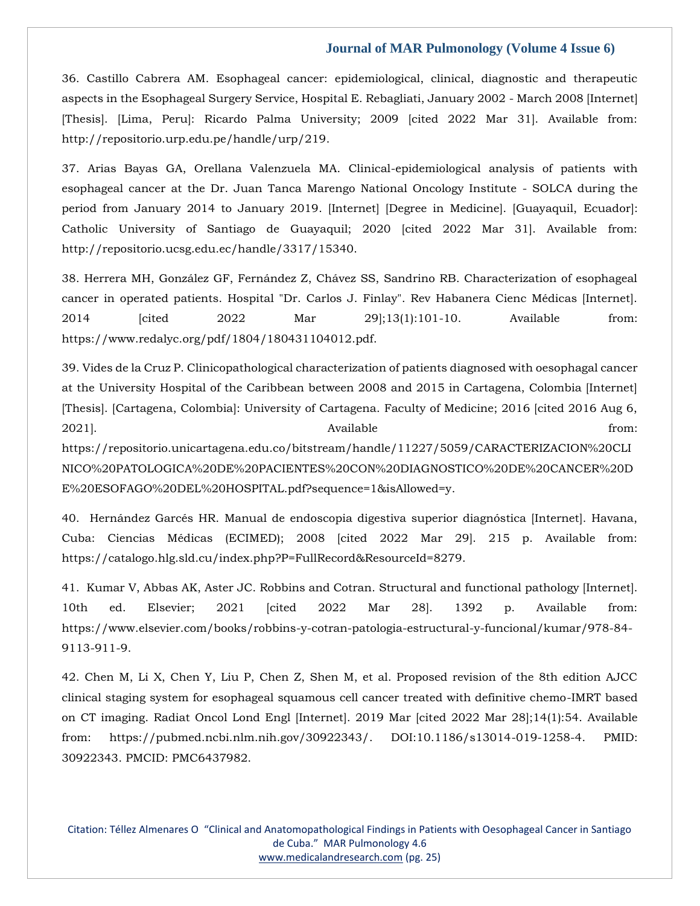36. Castillo Cabrera AM. Esophageal cancer: epidemiological, clinical, diagnostic and therapeutic aspects in the Esophageal Surgery Service, Hospital E. Rebagliati, January 2002 - March 2008 [Internet] [Thesis]. [Lima, Peru]: Ricardo Palma University; 2009 [cited 2022 Mar 31]. Available from: http://repositorio.urp.edu.pe/handle/urp/219.

37. Arias Bayas GA, Orellana Valenzuela MA. Clinical-epidemiological analysis of patients with esophageal cancer at the Dr. Juan Tanca Marengo National Oncology Institute - SOLCA during the period from January 2014 to January 2019. [Internet] [Degree in Medicine]. [Guayaquil, Ecuador]: Catholic University of Santiago de Guayaquil; 2020 [cited 2022 Mar 31]. Available from: http://repositorio.ucsg.edu.ec/handle/3317/15340.

38. Herrera MH, González GF, Fernández Z, Chávez SS, Sandrino RB. Characterization of esophageal cancer in operated patients. Hospital "Dr. Carlos J. Finlay". Rev Habanera Cienc Médicas [Internet]. 2014 [cited 2022 Mar 29];13(1):101-10. Available from: https://www.redalyc.org/pdf/1804/180431104012.pdf.

39. Vides de la Cruz P. Clinicopathological characterization of patients diagnosed with oesophagal cancer at the University Hospital of the Caribbean between 2008 and 2015 in Cartagena, Colombia [Internet] [Thesis]. [Cartagena, Colombia]: University of Cartagena. Faculty of Medicine; 2016 [cited 2016 Aug 6, 2021]. Available from: https://repositorio.unicartagena.edu.co/bitstream/handle/11227/5059/CARACTERIZACION%20CLINICO%20PATOLOGICA%20DE%20PACIENTES%20CON%20DIAGNOSTICO%20DE%20CANCER%20DE%20ESOFAGO%20DEL%20HOSPITAL.pdf?sequence=1&isAllowed=y.

40. Hernández Garcés HR. Manual de endoscopia digestiva superior diagnóstica [Internet]. Havana, Cuba: Ciencias Médicas (ECIMED); 2008 [cited 2022 Mar 29]. 215 p. Available from: https://catalogo.hlg.sld.cu/index.php?P=FullRecord&ResourceId=8279.

41. Kumar V, Abbas AK, Aster JC. Robbins and Cotran. Structural and functional pathology [Internet]. 10th ed. Elsevier; 2021 [cited 2022 Mar 28]. 1392 p. Available from: https://www.elsevier.com/books/robbins-y-cotran-patologia-estructural-y-funcional/kumar/978-84-9113-911-9.

42. Chen M, Li X, Chen Y, Liu P, Chen Z, Shen M, et al. Proposed revision of the 8th edition AJCC clinical staging system for esophageal squamous cell cancer treated with definitive chemo-IMRT based on CT imaging. Radiat Oncol Lond Engl [Internet]. 2019 Mar [cited 2022 Mar 28];14(1):54. Available from: https://pubmed.ncbi.nlm.nih.gov/30922343/. DOI:10.1186/s13014-019-1258-4. PMID: 30922343. PMCID: PMC6437982.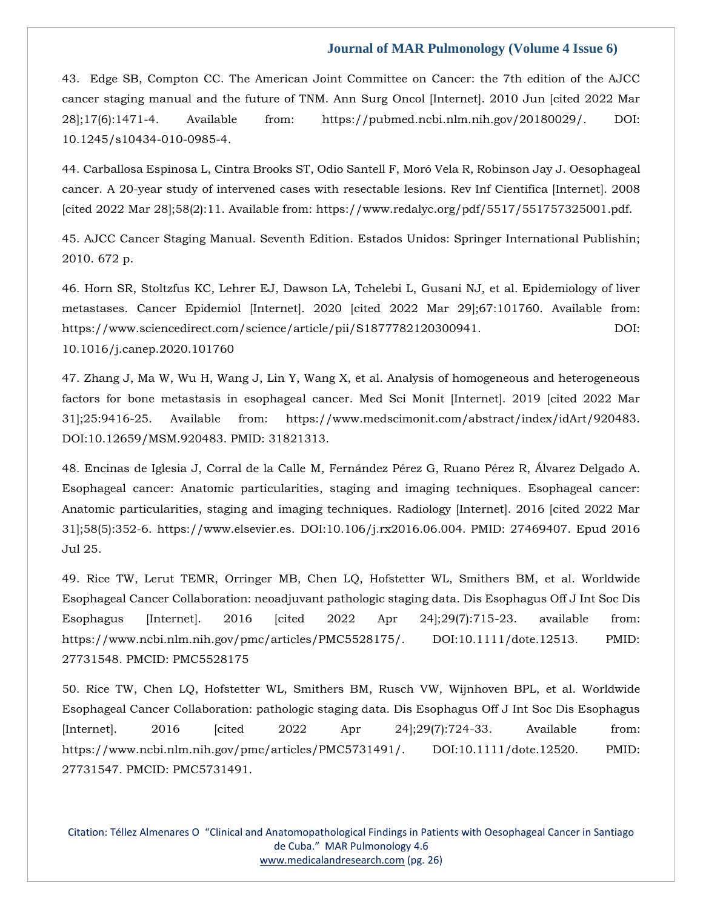43. Edge SB, Compton CC. The American Joint Committee on Cancer: the 7th edition of the AJCC cancer staging manual and the future of TNM. Ann Surg Oncol [Internet]. 2010 Jun [cited 2022 Mar 28];17(6):1471-4. Available from: https://pubmed.ncbi.nlm.nih.gov/20180029/. DOI: 10.1245/s10434-010-0985-4.

44. Carballosa Espinosa L, Cintra Brooks ST, Odio Santell F, Moró Vela R, Robinson Jay J. Oesophageal cancer. A 20-year study of intervened cases with resectable lesions. Rev Inf Científica [Internet]. 2008 [cited 2022 Mar 28];58(2):11. Available from: https://www.redalyc.org/pdf/5517/551757325001.pdf.

45. AJCC Cancer Staging Manual. Seventh Edition. Estados Unidos: Springer International Publishin; 2010. 672 p.

46. Horn SR, Stoltzfus KC, Lehrer EJ, Dawson LA, Tchelebi L, Gusani NJ, et al. Epidemiology of liver metastases. Cancer Epidemiol [Internet]. 2020 [cited 2022 Mar 29];67:101760. Available from: https://www.sciencedirect.com/science/article/pii/S1877782120300941. DOI: 10.1016/j.canep.2020.101760

47. Zhang J, Ma W, Wu H, Wang J, Lin Y, Wang X, et al. Analysis of homogeneous and heterogeneous factors for bone metastasis in esophageal cancer. Med Sci Monit [Internet]. 2019 [cited 2022 Mar 31];25:9416-25. Available from: https://www.medscimonit.com/abstract/index/idArt/920483. DOI:10.12659/MSM.920483. PMID: 31821313.

48. Encinas de Iglesia J, Corral de la Calle M, Fernández Pérez G, Ruano Pérez R, Álvarez Delgado A. Esophageal cancer: Anatomic particularities, staging and imaging techniques. Esophageal cancer: Anatomic particularities, staging and imaging techniques. Radiology [Internet]. 2016 [cited 2022 Mar 31];58(5):352-6. https://www.elsevier.es. DOI:10.106/j.rx2016.06.004. PMID: 27469407. Epud 2016 Jul 25.

49. Rice TW, Lerut TEMR, Orringer MB, Chen LQ, Hofstetter WL, Smithers BM, et al. Worldwide Esophageal Cancer Collaboration: neoadjuvant pathologic staging data. Dis Esophagus Off J Int Soc Dis Esophagus [Internet]. 2016 [cited 2022 Apr 24];29(7):715-23. available from: https://www.ncbi.nlm.nih.gov/pmc/articles/PMC5528175/. DOI:10.1111/dote.12513. PMID: 27731548. PMCID: PMC5528175

50. Rice TW, Chen LQ, Hofstetter WL, Smithers BM, Rusch VW, Wijnhoven BPL, et al. Worldwide Esophageal Cancer Collaboration: pathologic staging data. Dis Esophagus Off J Int Soc Dis Esophagus [Internet]. 2016 [cited 2022 Apr 24];29(7):724-33. Available from: https://www.ncbi.nlm.nih.gov/pmc/articles/PMC5731491/. DOI:10.1111/dote.12520. PMID: 27731547. PMCID: PMC5731491.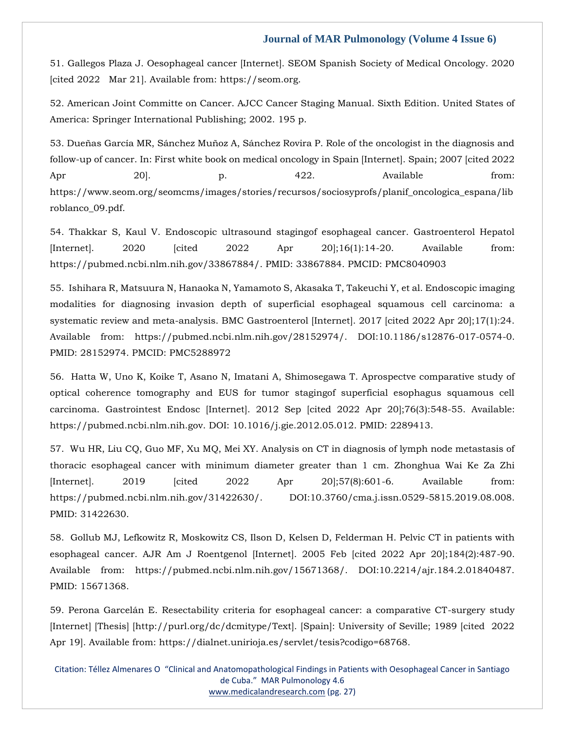51. Gallegos Plaza J. Oesophageal cancer [Internet]. SEOM Spanish Society of Medical Oncology. 2020 [cited 2022 Mar 21]. Available from: https://seom.org.

52. American Joint Committe on Cancer. AJCC Cancer Staging Manual. Sixth Edition. United States of America: Springer International Publishing; 2002. 195 p.

53. Dueñas García MR, Sánchez Muñoz A, Sánchez Rovira P. Role of the oncologist in the diagnosis and follow-up of cancer. In: First white book on medical oncology in Spain [Internet]. Spain; 2007 [cited 2022 Apr 20]. p. 422. Available from: https://www.seom.org/seomcms/images/stories/recursos/sociosyprofs/planif_oncologica_espana/libroblanco_09.pdf.

54. Thakkar S, Kaul V. Endoscopic ultrasound stagingof esophageal cancer. Gastroenterol Hepatol [Internet]. 2020 [cited 2022 Apr 20];16(1):14-20. Available from: https://pubmed.ncbi.nlm.nih.gov/33867884/. PMID: 33867884. PMCID: PMC8040903

55. Ishihara R, Matsuura N, Hanaoka N, Yamamoto S, Akasaka T, Takeuchi Y, et al. Endoscopic imaging modalities for diagnosing invasion depth of superficial esophageal squamous cell carcinoma: a systematic review and meta-analysis. BMC Gastroenterol [Internet]. 2017 [cited 2022 Apr 20];17(1):24. Available from: https://pubmed.ncbi.nlm.nih.gov/28152974/. DOI:10.1186/s12876-017-0574-0. PMID: 28152974. PMCID: PMC5288972

56. Hatta W, Uno K, Koike T, Asano N, Imatani A, Shimosegawa T. Aprospectve comparative study of optical coherence tomography and EUS for tumor stagingof superficial esophagus squamous cell carcinoma. Gastrointest Endosc [Internet]. 2012 Sep [cited 2022 Apr 20];76(3):548-55. Available: https://pubmed.ncbi.nlm.nih.gov. DOI: 10.1016/j.gie.2012.05.012. PMID: 2289413.

57. Wu HR, Liu CQ, Guo MF, Xu MQ, Mei XY. Analysis on CT in diagnosis of lymph node metastasis of thoracic esophageal cancer with minimum diameter greater than 1 cm. Zhonghua Wai Ke Za Zhi [Internet]. 2019 [cited 2022 Apr 20];57(8):601-6. Available from: https://pubmed.ncbi.nlm.nih.gov/31422630/. DOI:10.3760/cma.j.issn.0529-5815.2019.08.008. PMID: 31422630.

58. Gollub MJ, Lefkowitz R, Moskowitz CS, Ilson D, Kelsen D, Felderman H. Pelvic CT in patients with esophageal cancer. AJR Am J Roentgenol [Internet]. 2005 Feb [cited 2022 Apr 20];184(2):487-90. Available from: https://pubmed.ncbi.nlm.nih.gov/15671368/. DOI:10.2214/ajr.184.2.01840487. PMID: 15671368.

59. Perona Garcelán E. Resectability criteria for esophageal cancer: a comparative CT-surgery study [Internet] [Thesis] [http://purl.org/dc/dcmitype/Text]. [Spain]: University of Seville; 1989 [cited 2022 Apr 19]. Available from: https://dialnet.unirioja.es/servlet/tesis?codigo=68768.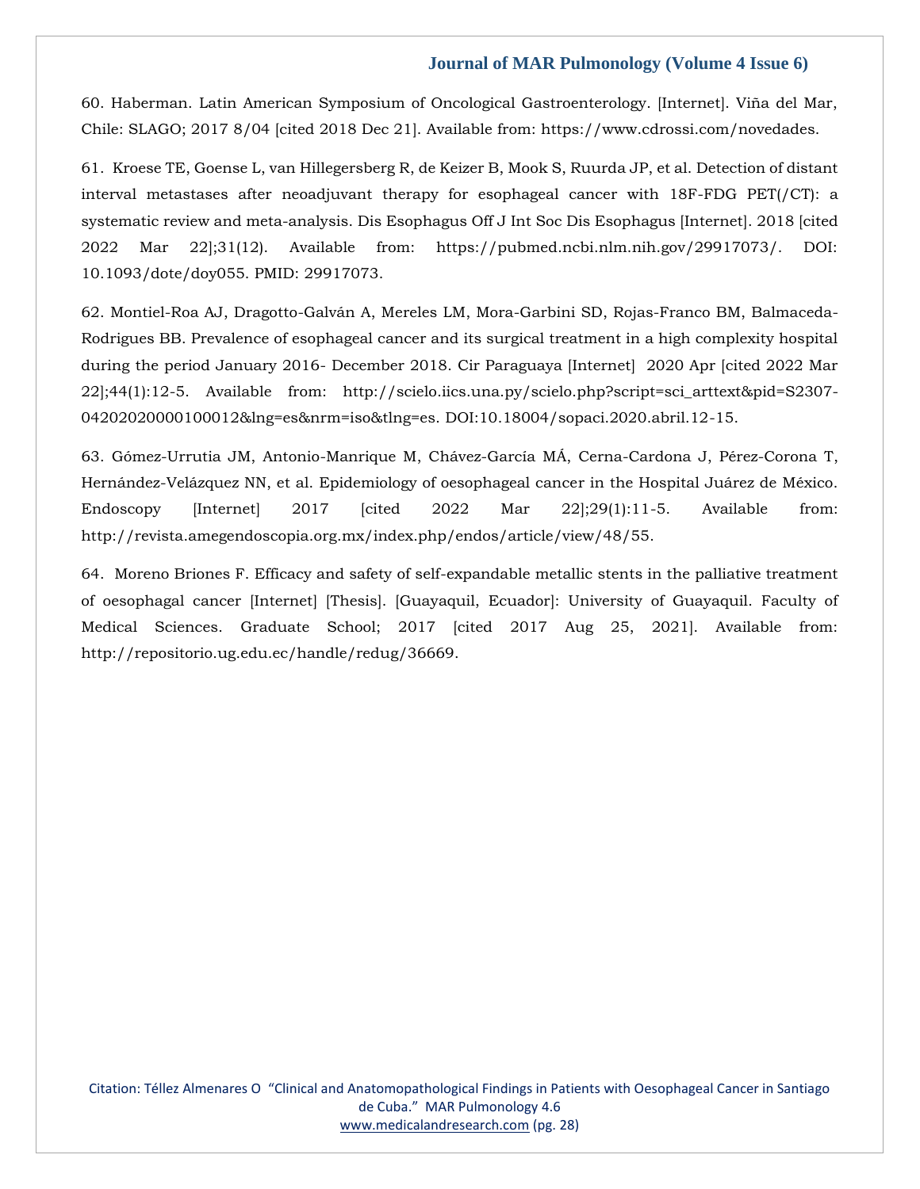60. Haberman. Latin American Symposium of Oncological Gastroenterology. [Internet]. Viña del Mar, Chile: SLAGO; 2017 8/04 [cited 2018 Dec 21]. Available from: https://www.cdrossi.com/novedades.

61. Kroese TE, Goense L, van Hillegersberg R, de Keizer B, Mook S, Ruurda JP, et al. Detection of distant interval metastases after neoadjuvant therapy for esophageal cancer with 18F-FDG PET(/CT): a systematic review and meta-analysis. Dis Esophagus Off J Int Soc Dis Esophagus [Internet]. 2018 [cited 2022 Mar 22];31(12). Available from: https://pubmed.ncbi.nlm.nih.gov/29917073/. DOI: 10.1093/dote/doy055. PMID: 29917073.

62. Montiel-Roa AJ, Dragotto-Galván A, Mereles LM, Mora-Garbini SD, Rojas-Franco BM, Balmaceda-Rodrigues BB. Prevalence of esophageal cancer and its surgical treatment in a high complexity hospital during the period January 2016- December 2018. Cir Paraguaya [Internet] 2020 Apr [cited 2022 Mar 22];44(1):12-5. Available from: http://scielo.iics.una.py/scielo.php?script=sci_arttext&pid=S2307-04202020000100012&lng=es&nrm=iso&tlng=es. DOI:10.18004/sopaci.2020.abril.12-15.

63. Gómez-Urrutia JM, Antonio-Manrique M, Chávez-García MÁ, Cerna-Cardona J, Pérez-Corona T, Hernández-Velázquez NN, et al. Epidemiology of oesophageal cancer in the Hospital Juárez de México. Endoscopy [Internet] 2017 [cited 2022 Mar 22];29(1):11-5. Available from: http://revista.amegendoscopia.org.mx/index.php/endos/article/view/48/55.

64. Moreno Briones F. Efficacy and safety of self-expandable metallic stents in the palliative treatment of oesophagal cancer [Internet] [Thesis]. [Guayaquil, Ecuador]: University of Guayaquil. Faculty of Medical Sciences. Graduate School; 2017 [cited 2017 Aug 25, 2021]. Available from: http://repositorio.ug.edu.ec/handle/redug/36669.